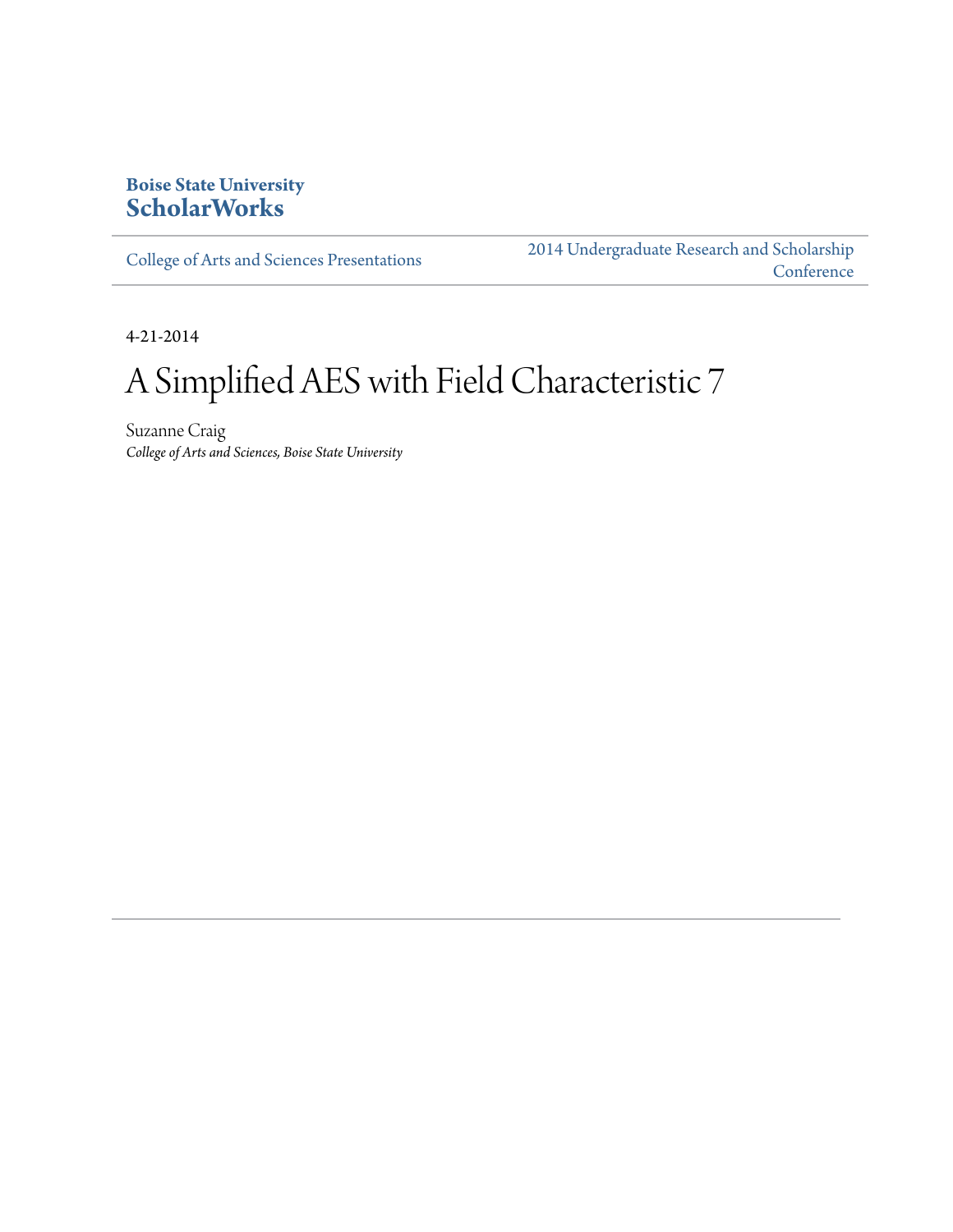**Boise State University**
**ScholarWorks**

College of Arts and Sciences Presentations

2014 Undergraduate Research and Scholarship Conference

4-21-2014

# A Simplified AES with Field Characteristic 7

Suzanne Craig
*College of Arts and Sciences, Boise State University*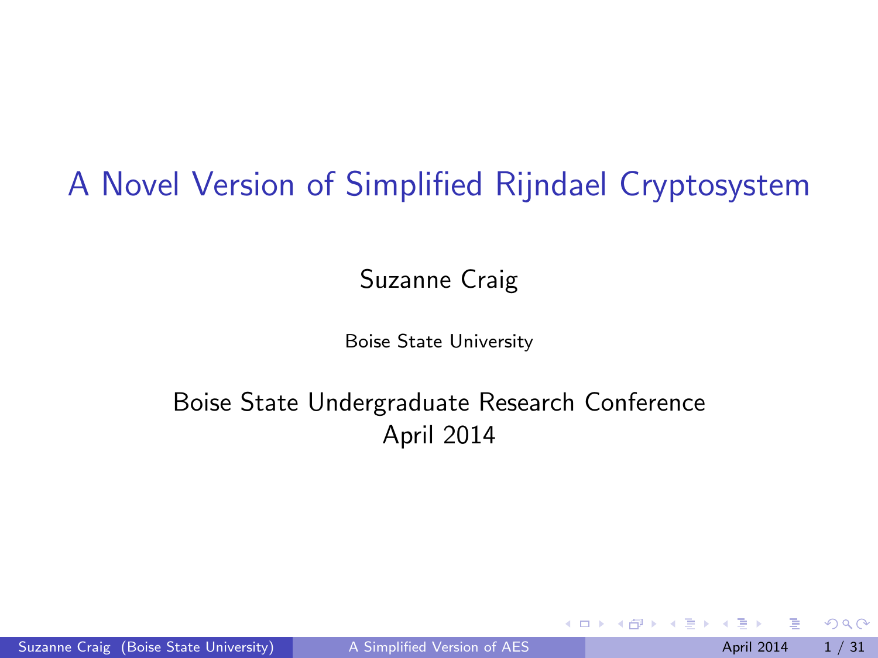# A Novel Version of Simplified Rijndael Cryptosystem

Suzanne Craig

Boise State University

Boise State Undergraduate Research Conference
April 2014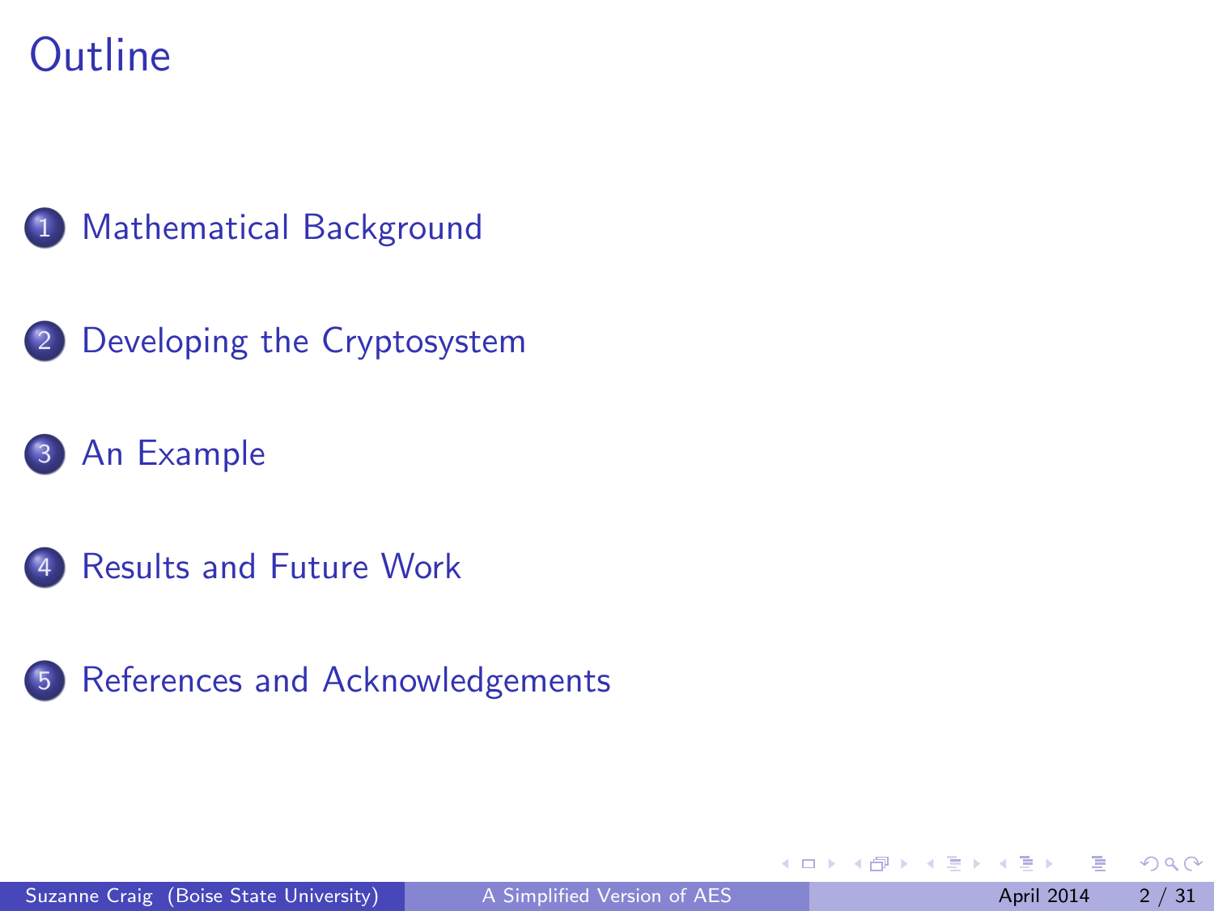# Outline

1. Mathematical Background
2. Developing the Cryptosystem
3. An Example
4. Results and Future Work
5. References and Acknowledgements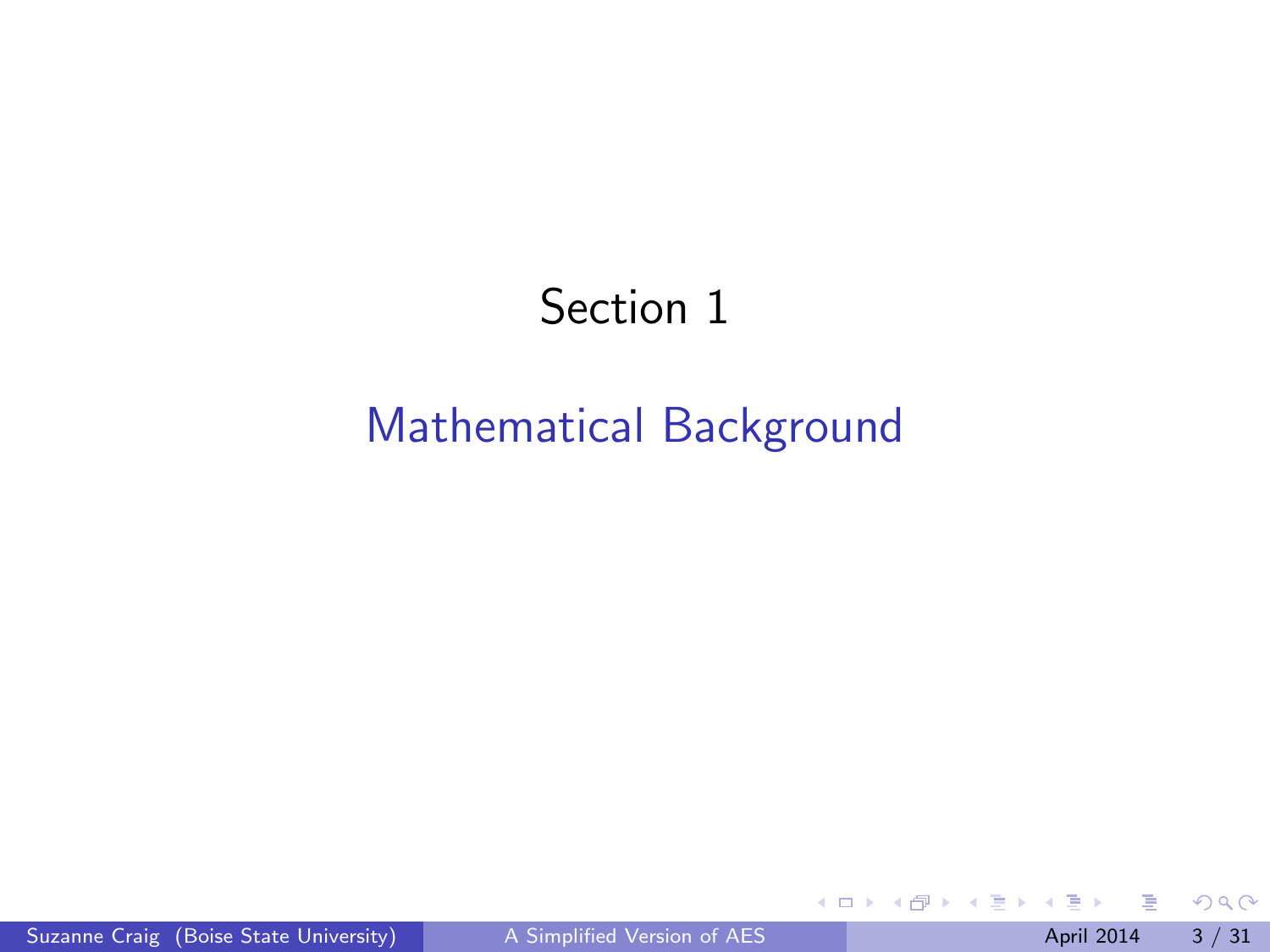# Section 1

## Mathematical Background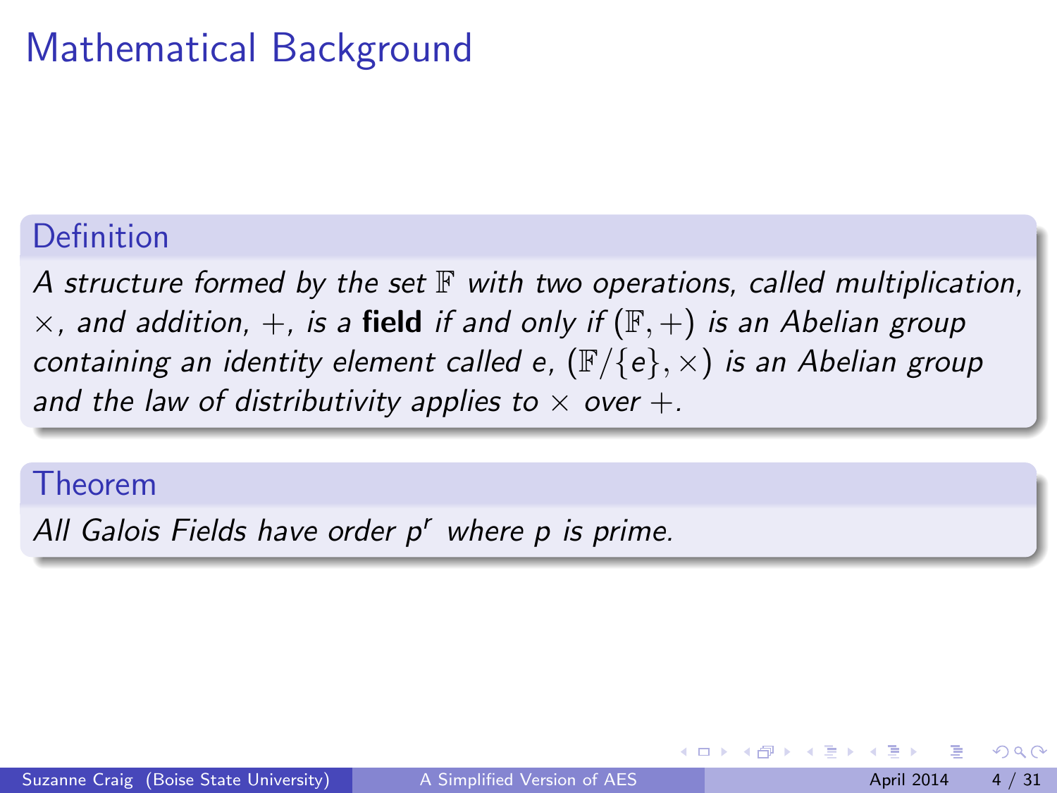# Mathematical Background

**Definition**

*A structure formed by the set $\mathbb{F}$ with two operations, called multiplication, $\times$, and addition, $+$, is a* **field** *if and only if $(\mathbb{F}, +)$ is an Abelian group containing an identity element called $e$, $(\mathbb{F}/\{e\}, \times)$ is an Abelian group and the law of distributivity applies to $\times$ over $+$.*

**Theorem**

*All Galois Fields have order $p^r$ where $p$ is prime.*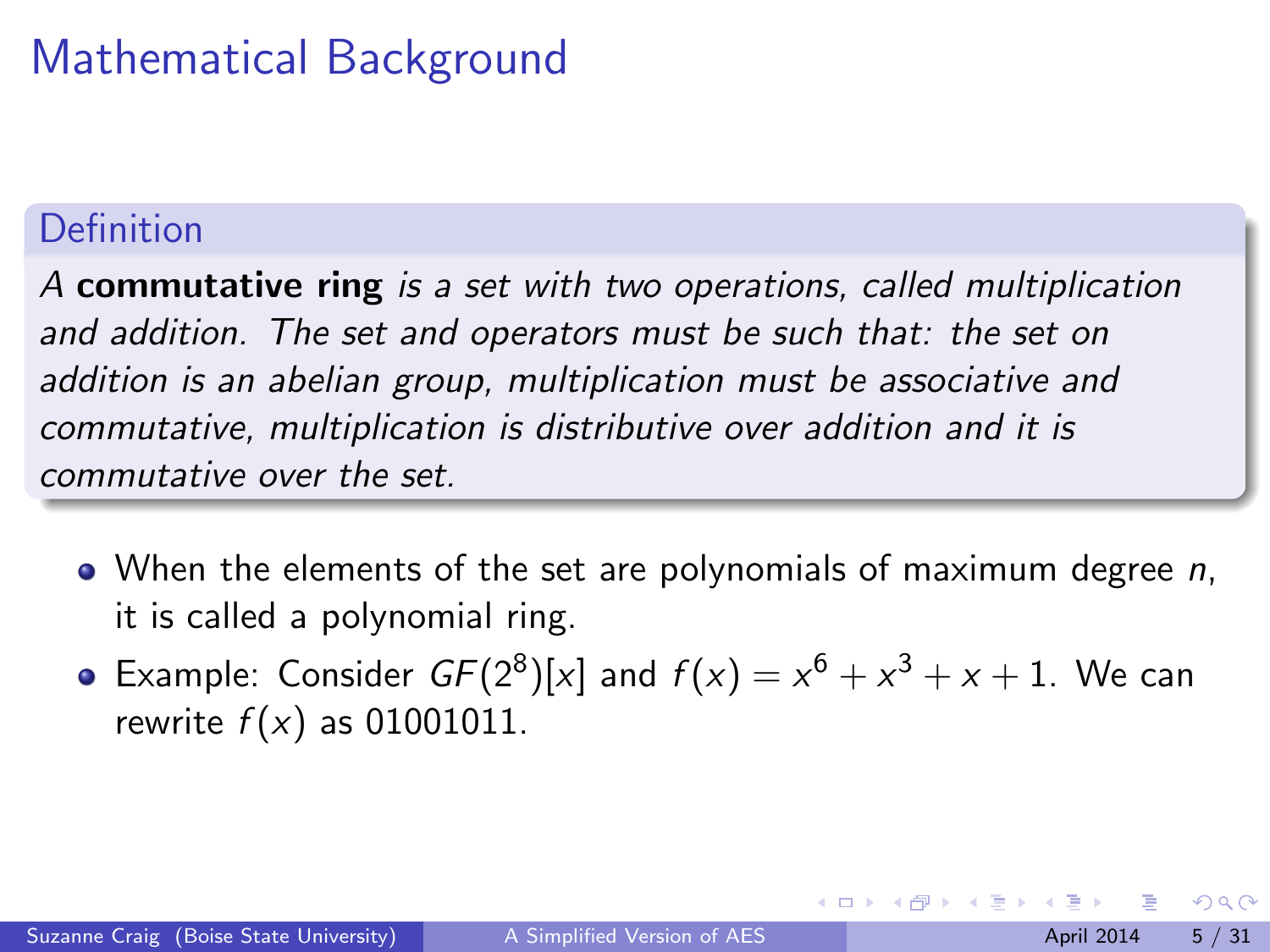# Mathematical Background

**Definition**

*A* **commutative ring** *is a set with two operations, called multiplication and addition. The set and operators must be such that: the set on addition is an abelian group, multiplication must be associative and commutative, multiplication is distributive over addition and it is commutative over the set.*

- When the elements of the set are polynomials of maximum degree $n$, it is called a polynomial ring.
- Example: Consider $GF(2^8)[x]$ and $f(x) = x^6 + x^3 + x + 1$. We can rewrite $f(x)$ as 01001011.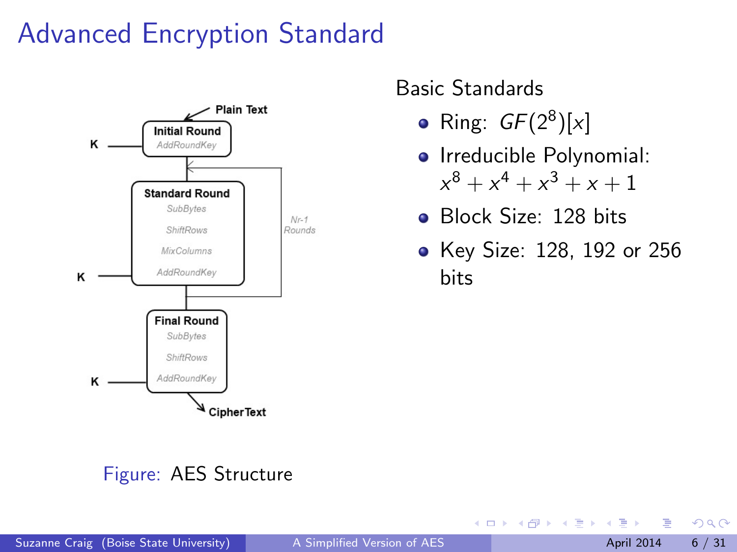# Advanced Encryption Standard

Figure: AES Structure

Basic Standards

- Ring: $GF(2^8)[x]$
- Irreducible Polynomial: $x^8 + x^4 + x^3 + x + 1$
- Block Size: 128 bits
- Key Size: 128, 192 or 256 bits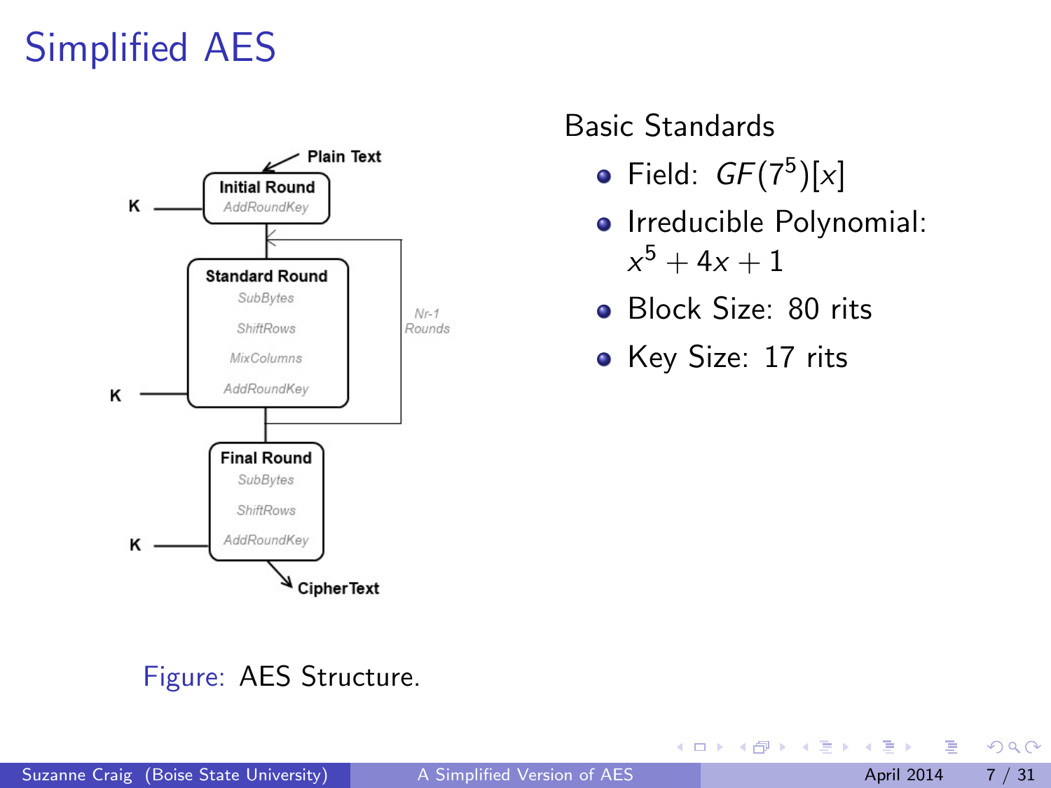# Simplified AES

Plain Text

**Initial Round**
AddRoundKey

K

**Standard Round**
SubBytes
ShiftRows
MixColumns
AddRoundKey

K

Nr-1 Rounds

**Final Round**
SubBytes
ShiftRows
AddRoundKey

K

CipherText

Figure: AES Structure.

Basic Standards

- Field: $GF(7^5)[x]$
- Irreducible Polynomial: $x^5 + 4x + 1$
- Block Size: 80 rits
- Key Size: 17 rits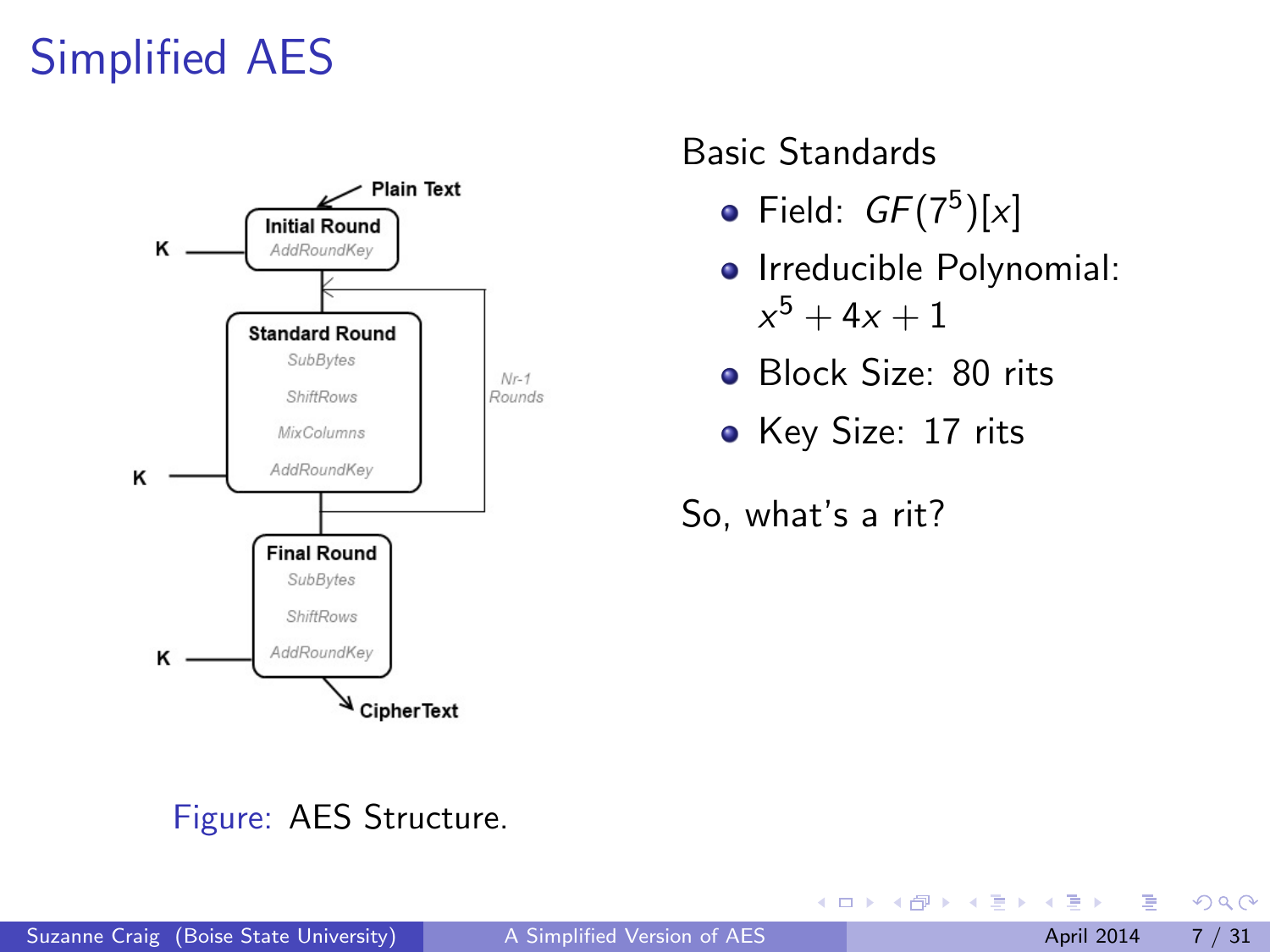# Simplified AES

Figure: AES Structure.

Basic Standards

- Field: $GF(7^5)[x]$
- Irreducible Polynomial: $x^5 + 4x + 1$
- Block Size: 80 rits
- Key Size: 17 rits

So, what's a rit?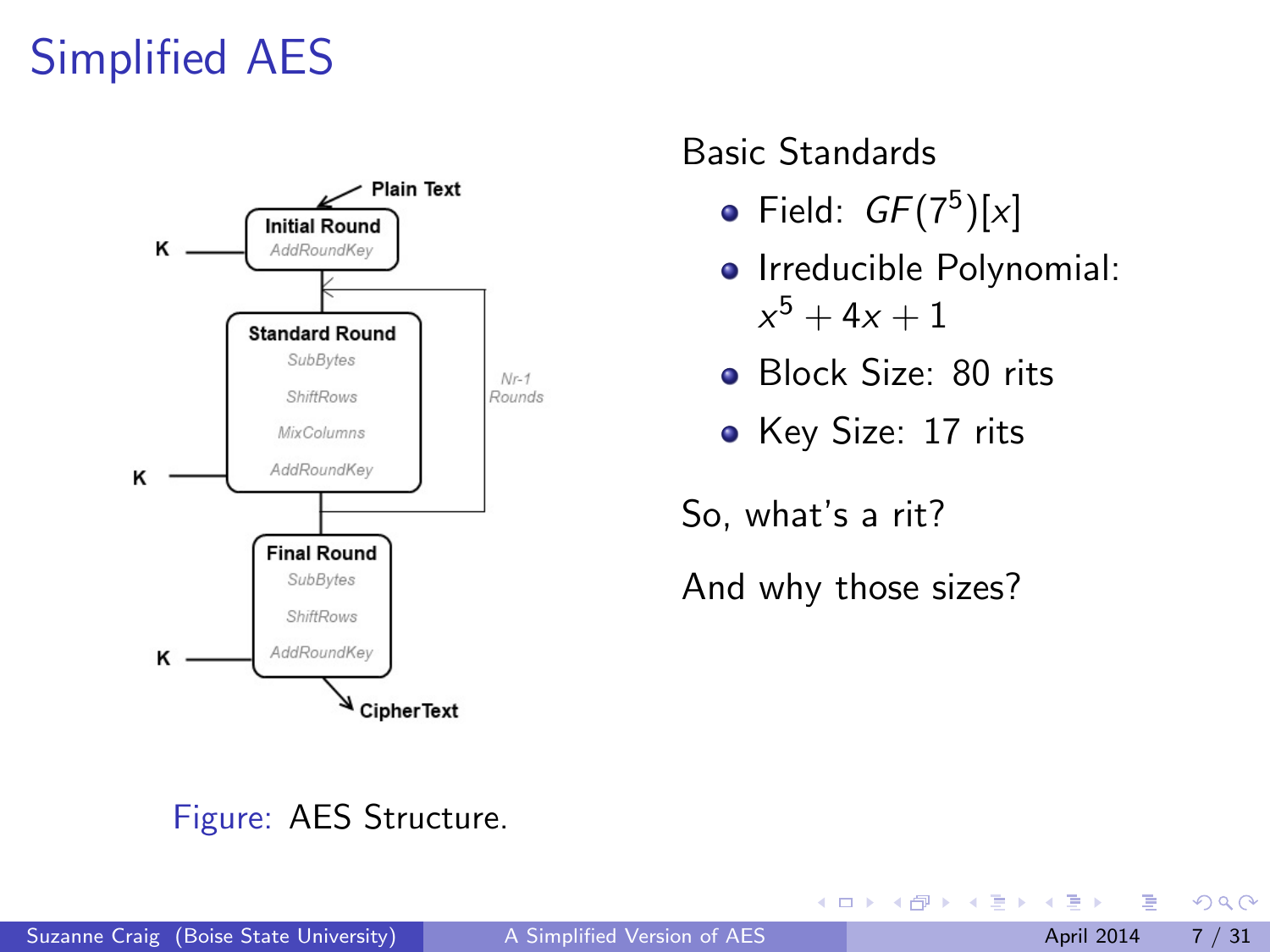# Simplified AES

Figure: AES Structure.

Basic Standards

- Field: $GF(7^5)[x]$
- Irreducible Polynomial: $x^5 + 4x + 1$
- Block Size: 80 rits
- Key Size: 17 rits

So, what's a rit?

And why those sizes?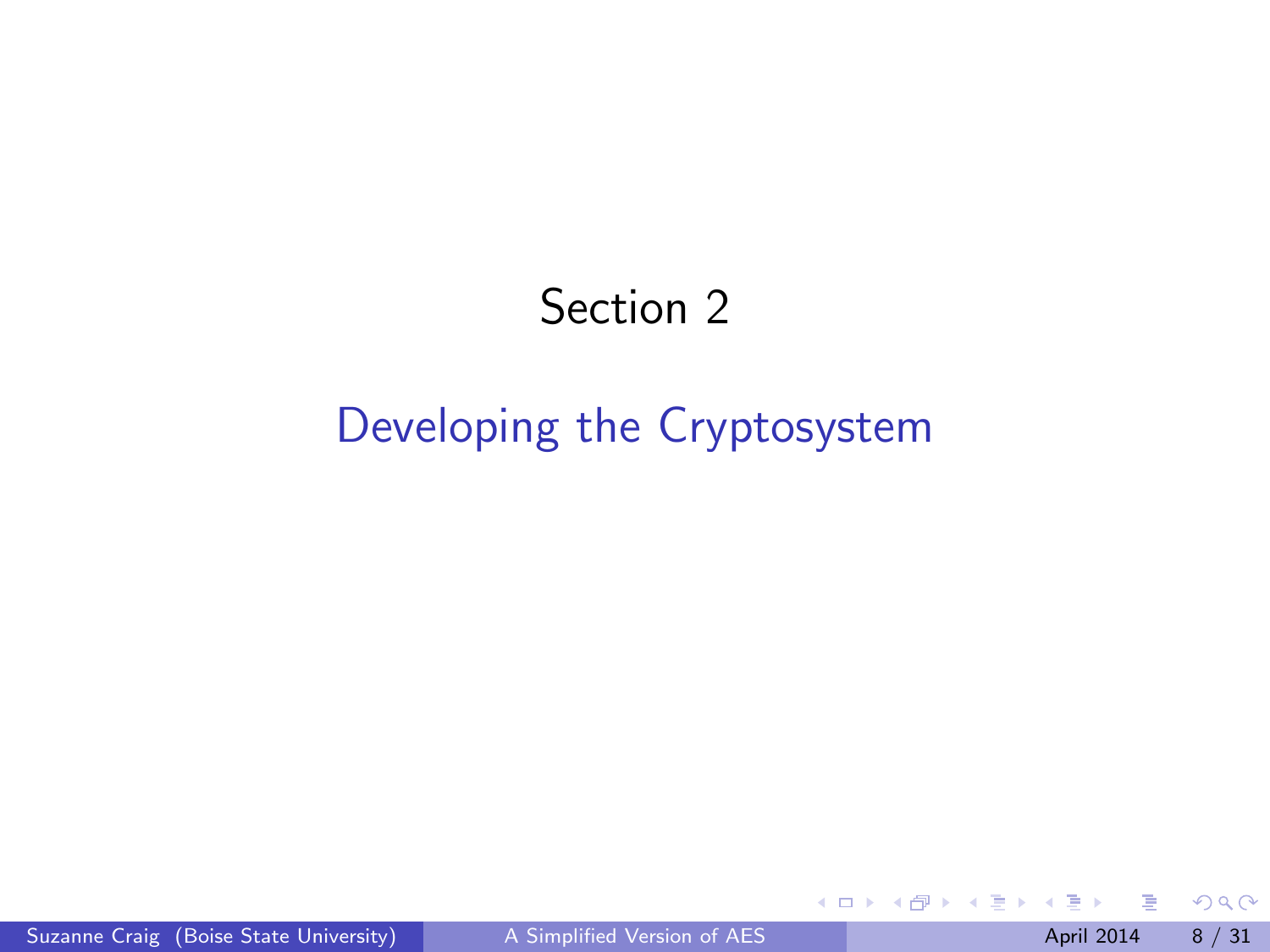# Section 2

## Developing the Cryptosystem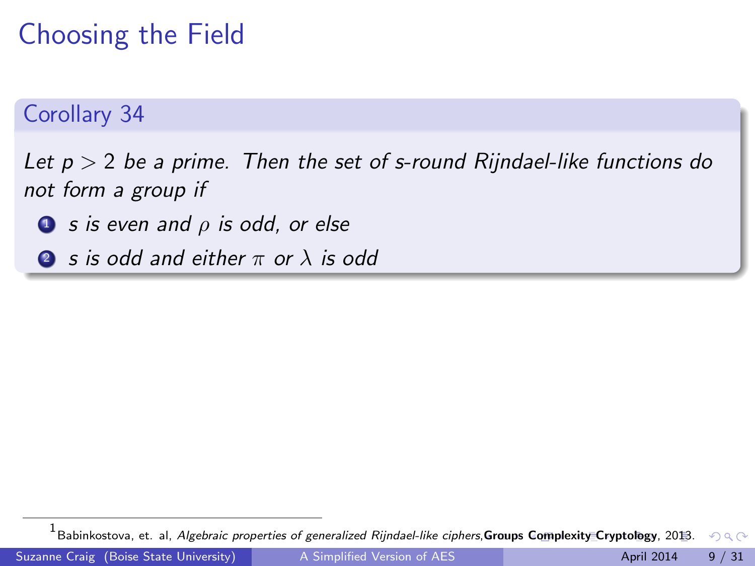# Choosing the Field

**Corollary 34**

*Let $p > 2$ be a prime. Then the set of s-round Rijndael-like functions do not form a group if*

1. *s is even and $\rho$ is odd, or else*
2. *s is odd and either $\pi$ or $\lambda$ is odd*

[1] Babinkostova, et. al, *Algebraic properties of generalized Rijndael-like ciphers*, **Groups Complexity Cryptology**, 2013.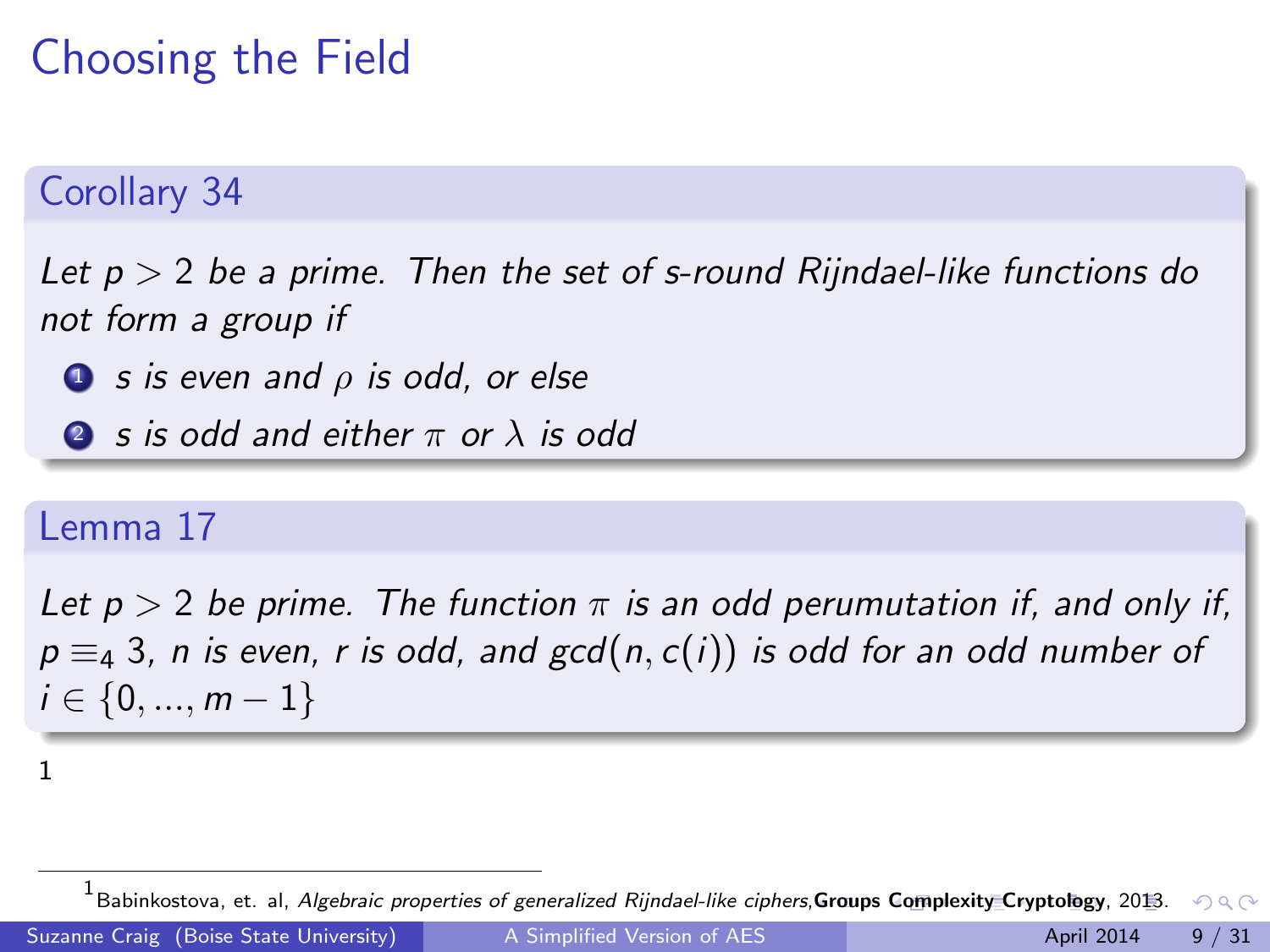# Choosing the Field

## Corollary 34

*Let $p > 2$ be a prime. Then the set of s-round Rijndael-like functions do not form a group if*

1. *$s$ is even and $\rho$ is odd, or else*
2. *$s$ is odd and either $\pi$ or $\lambda$ is odd*

## Lemma 17

*Let $p > 2$ be prime. The function $\pi$ is an odd perumutation if, and only if, $p \equiv_4 3$, $n$ is even, $r$ is odd, and $gcd(n, c(i))$ is odd for an odd number of $i \in \{0, ..., m-1\}$*

[1]

---

[1] Babinkostova, et. al, *Algebraic properties of generalized Rijndael-like ciphers*, **Groups Complexity Cryptology**, 2013.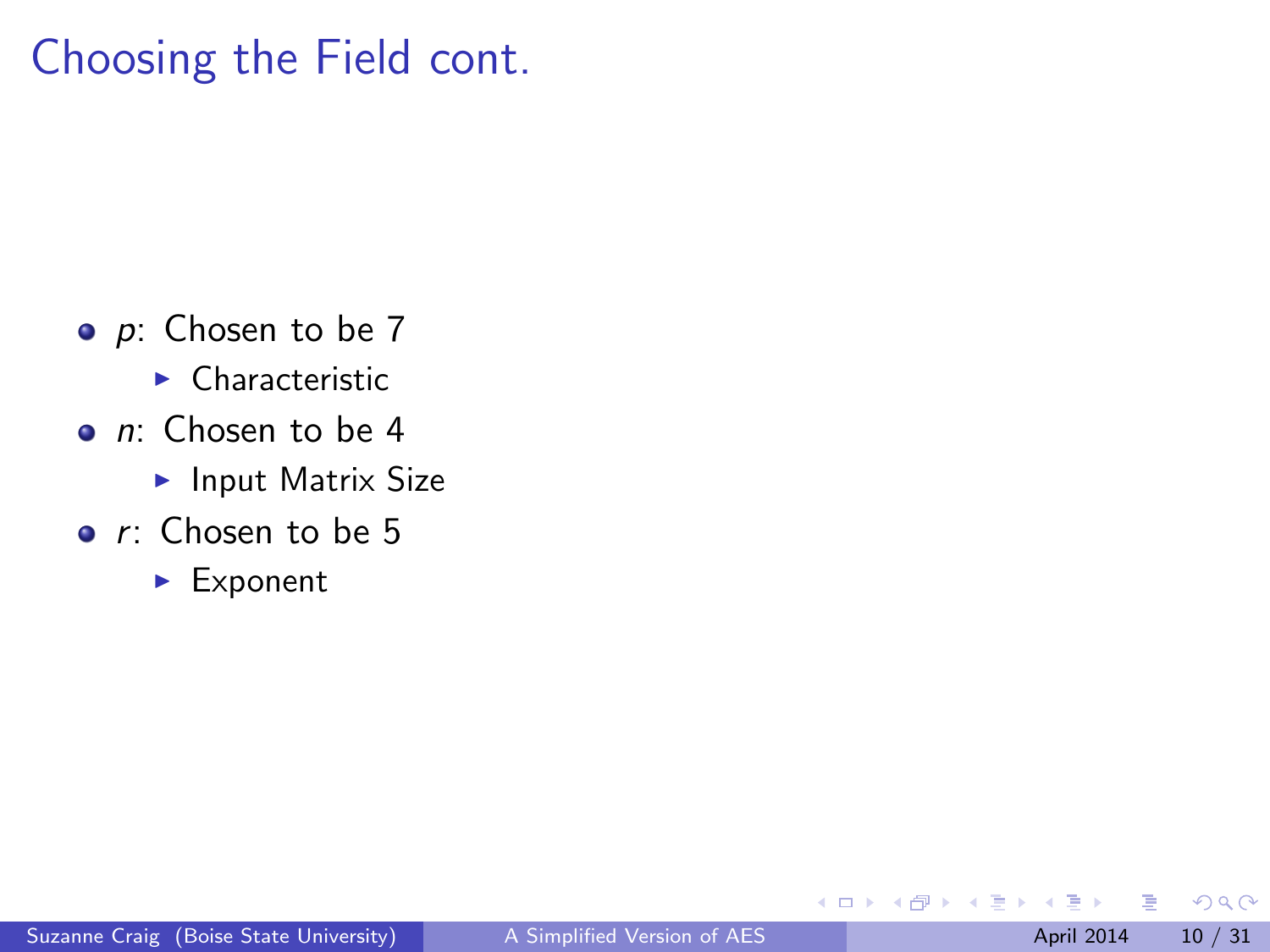# Choosing the Field cont.

- $p$: Chosen to be 7
  - Characteristic
- $n$: Chosen to be 4
  - Input Matrix Size
- $r$: Chosen to be 5
  - Exponent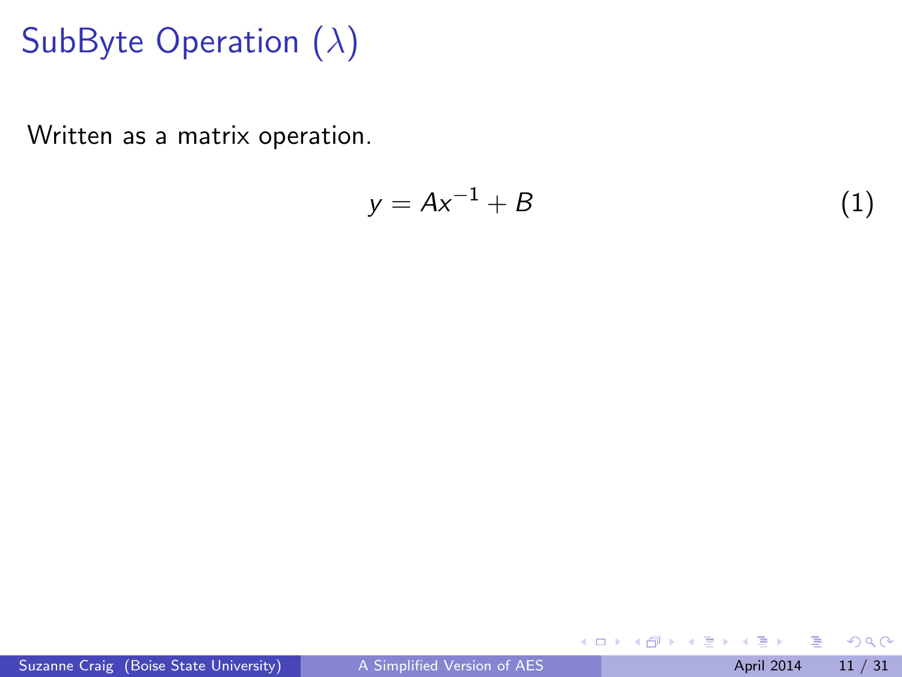# SubByte Operation ($\lambda$)

Written as a matrix operation.

$$y = Ax^{-1} + B \tag{1}$$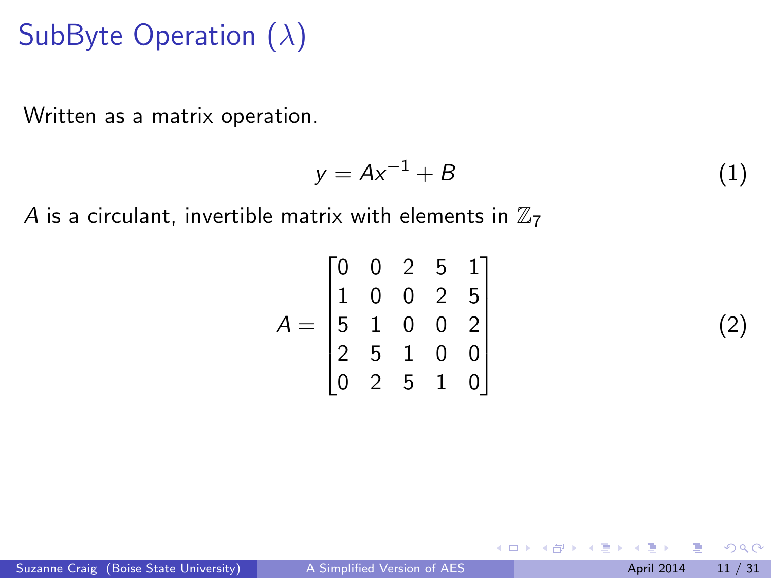# SubByte Operation ($\lambda$)

Written as a matrix operation.

$$y = Ax^{-1} + B \tag{1}$$

$A$ is a circulant, invertible matrix with elements in $\mathbb{Z}_7$

$$A = \begin{bmatrix} 0 & 0 & 2 & 5 & 1 \\ 1 & 0 & 0 & 2 & 5 \\ 5 & 1 & 0 & 0 & 2 \\ 2 & 5 & 1 & 0 & 0 \\ 0 & 2 & 5 & 1 & 0 \end{bmatrix} \tag{2}$$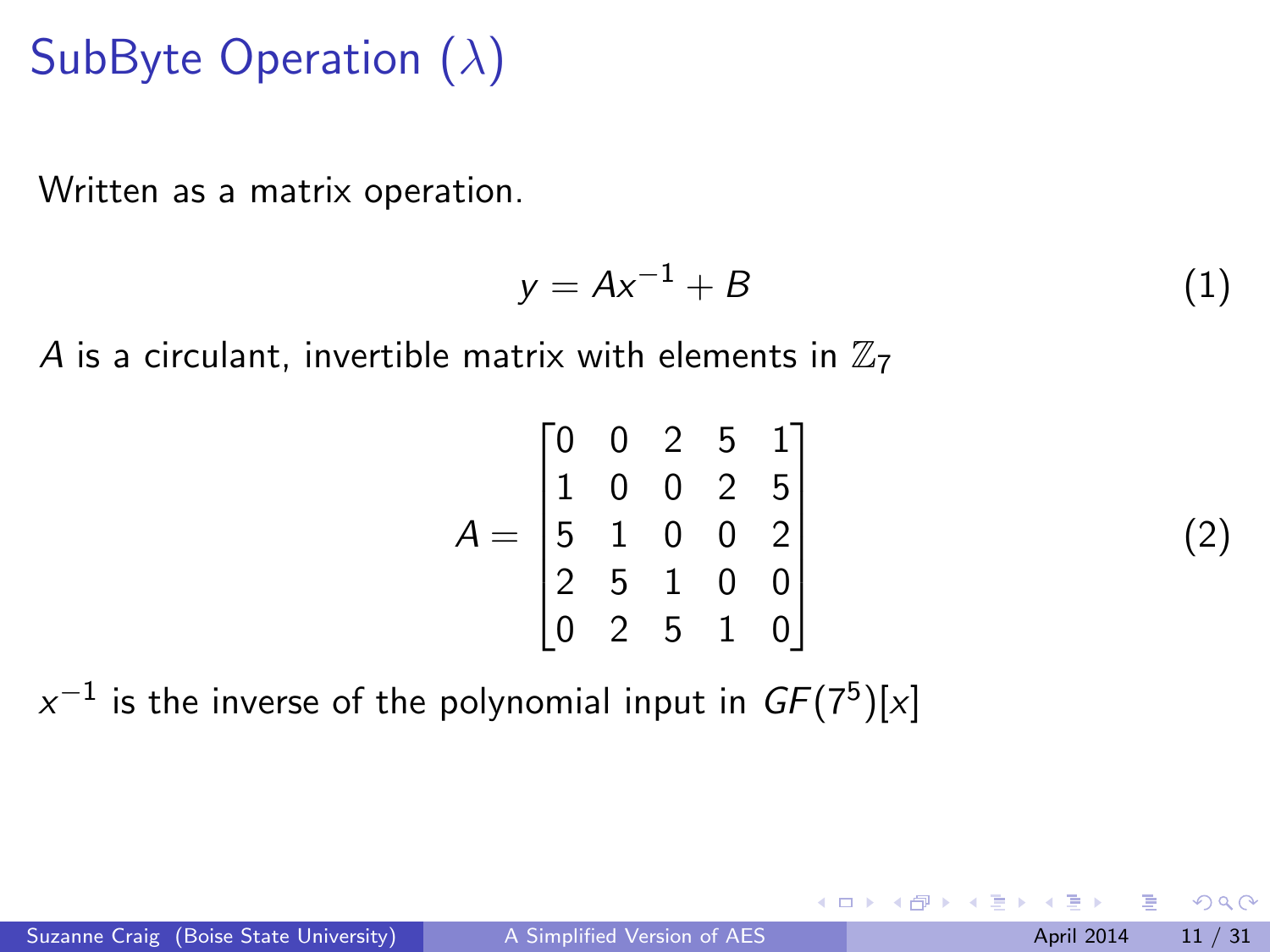# SubByte Operation ($\lambda$)

Written as a matrix operation.

$$y = Ax^{-1} + B \tag{1}$$

$A$ is a circulant, invertible matrix with elements in $\mathbb{Z}_7$

$$A = \begin{bmatrix} 0 & 0 & 2 & 5 & 1 \\ 1 & 0 & 0 & 2 & 5 \\ 5 & 1 & 0 & 0 & 2 \\ 2 & 5 & 1 & 0 & 0 \\ 0 & 2 & 5 & 1 & 0 \end{bmatrix} \tag{2}$$

$x^{-1}$ is the inverse of the polynomial input in $GF(7^5)[x]$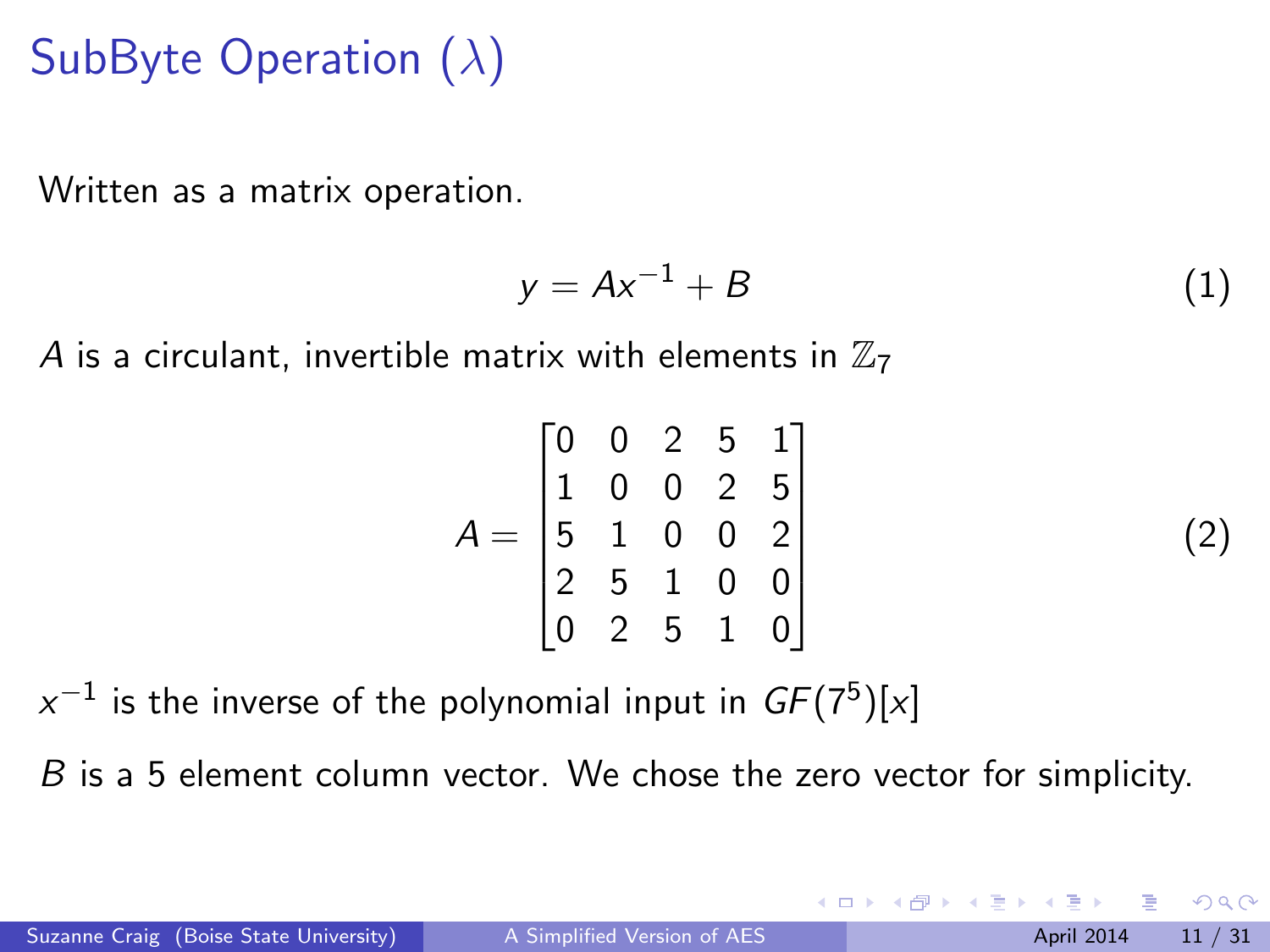# SubByte Operation ($\lambda$)

Written as a matrix operation.

$$y = Ax^{-1} + B \tag{1}$$

$A$ is a circulant, invertible matrix with elements in $\mathbb{Z}_7$

$$A = \begin{bmatrix} 0 & 0 & 2 & 5 & 1 \\ 1 & 0 & 0 & 2 & 5 \\ 5 & 1 & 0 & 0 & 2 \\ 2 & 5 & 1 & 0 & 0 \\ 0 & 2 & 5 & 1 & 0 \end{bmatrix} \tag{2}$$

$x^{-1}$ is the inverse of the polynomial input in $GF(7^5)[x]$

$B$ is a 5 element column vector. We chose the zero vector for simplicity.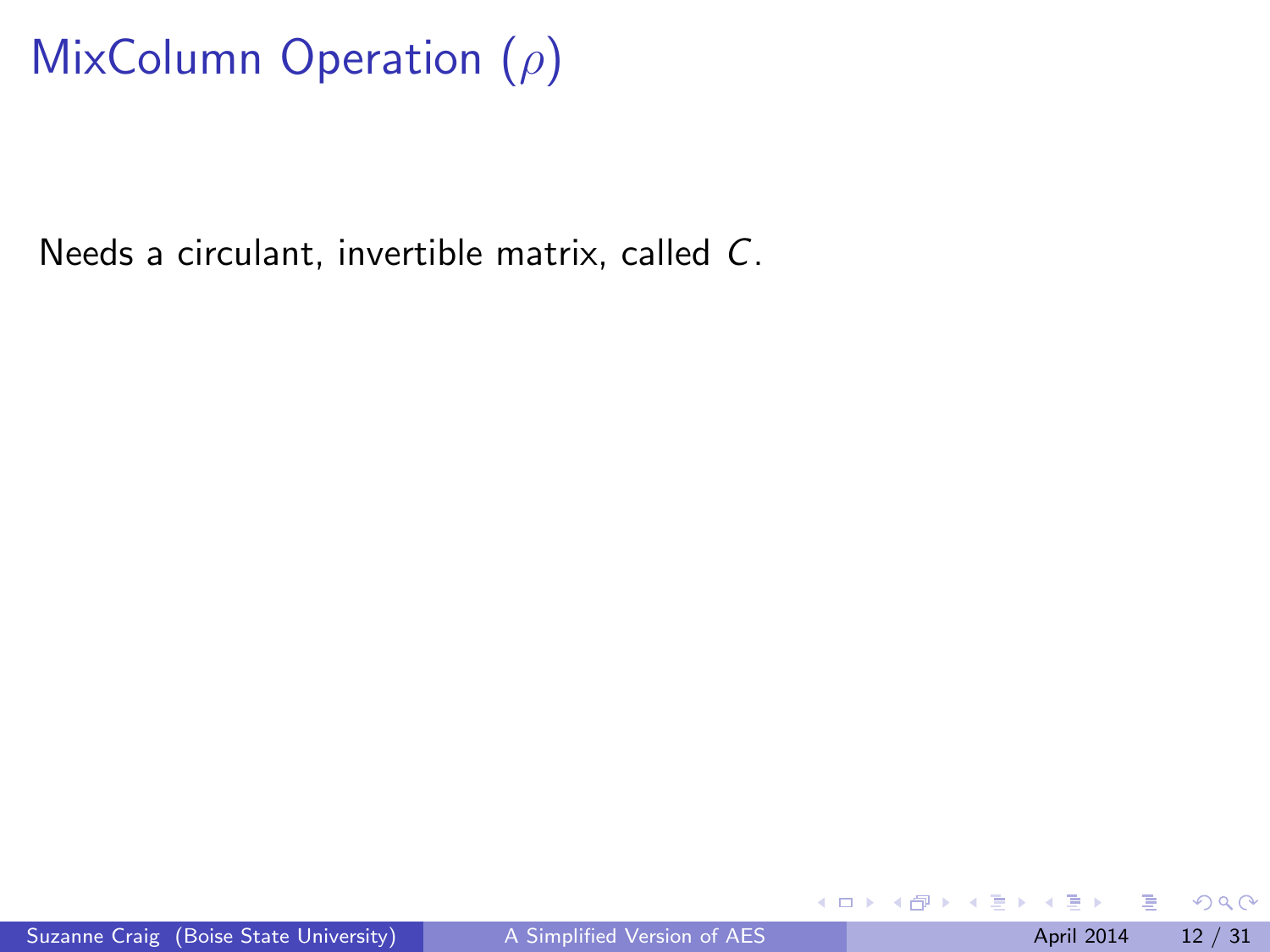# MixColumn Operation ($\rho$)

Needs a circulant, invertible matrix, called $C$.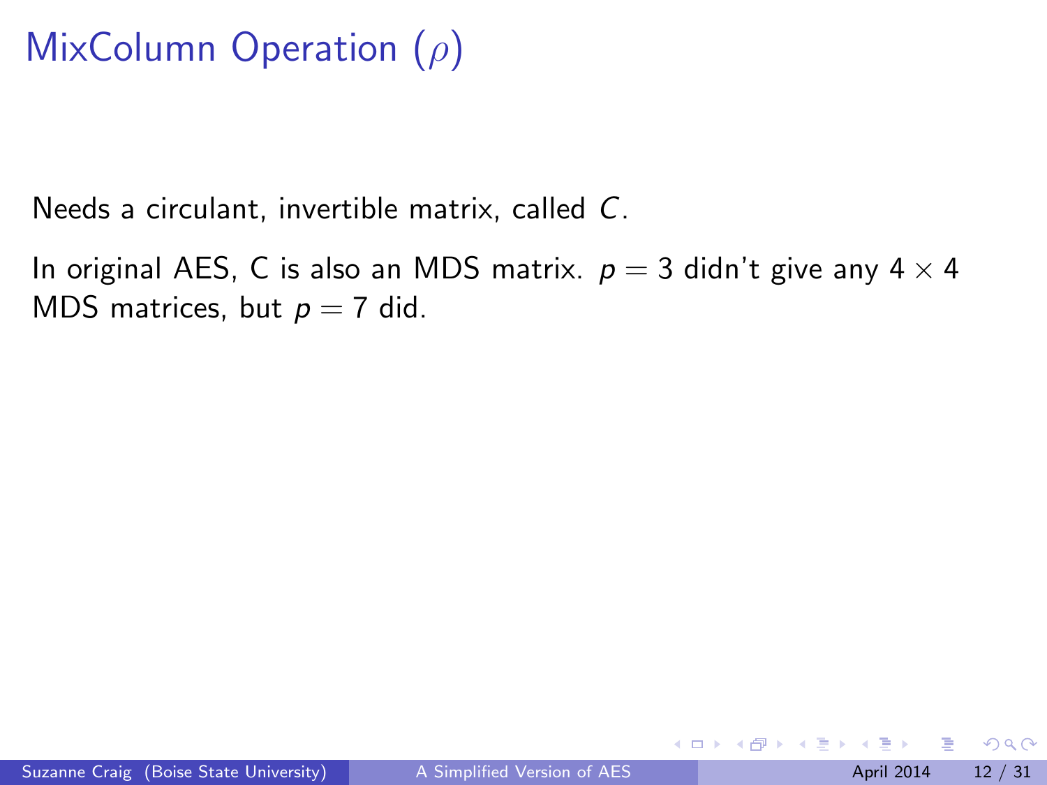# MixColumn Operation ($\rho$)

Needs a circulant, invertible matrix, called $C$.

In original AES, C is also an MDS matrix. $p = 3$ didn't give any $4 \times 4$ MDS matrices, but $p = 7$ did.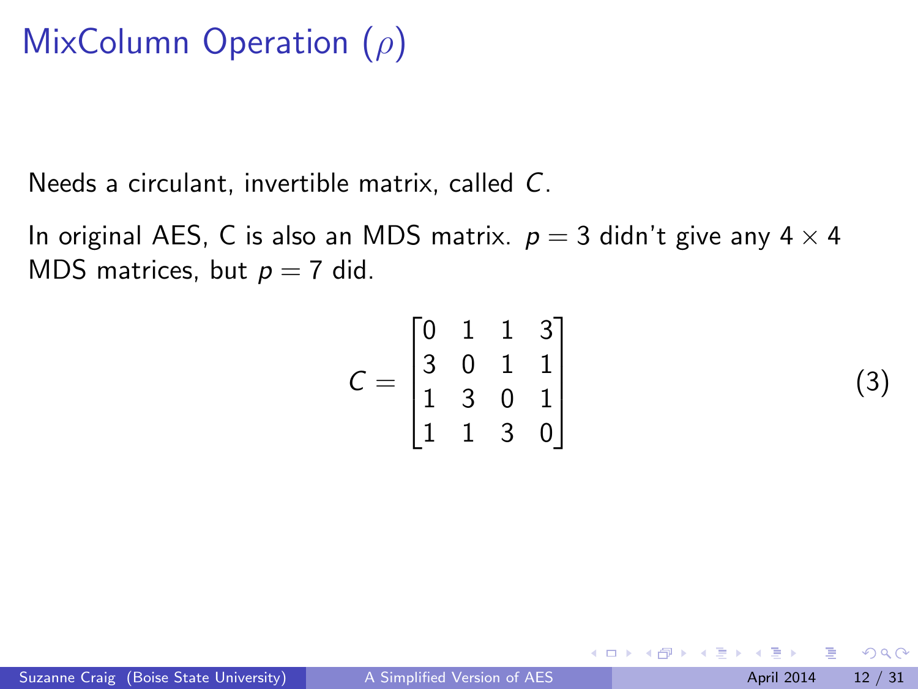# MixColumn Operation ($\rho$)

Needs a circulant, invertible matrix, called $C$.

In original AES, C is also an MDS matrix. $p = 3$ didn't give any $4 \times 4$ MDS matrices, but $p = 7$ did.

$$C = \begin{bmatrix} 0 & 1 & 1 & 3 \\ 3 & 0 & 1 & 1 \\ 1 & 3 & 0 & 1 \\ 1 & 1 & 3 & 0 \end{bmatrix} \tag{3}$$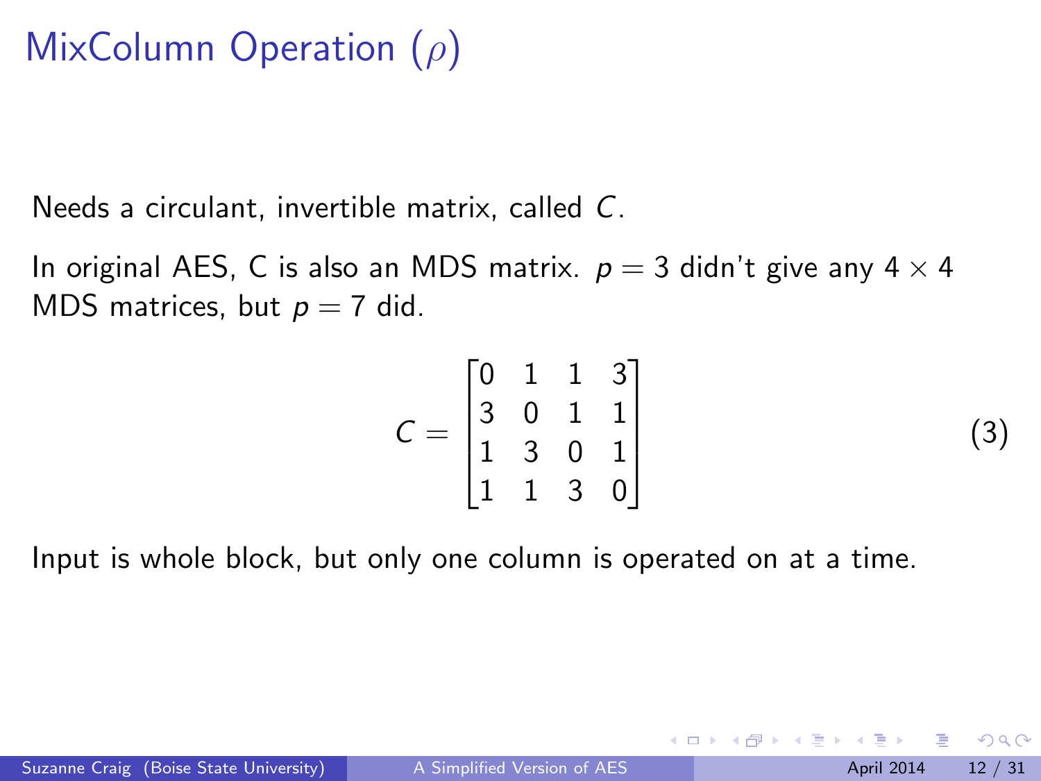# MixColumn Operation ($\rho$)

Needs a circulant, invertible matrix, called $C$.

In original AES, C is also an MDS matrix. $p = 3$ didn't give any $4 \times 4$ MDS matrices, but $p = 7$ did.

$$C = \begin{bmatrix} 0 & 1 & 1 & 3 \\ 3 & 0 & 1 & 1 \\ 1 & 3 & 0 & 1 \\ 1 & 1 & 3 & 0 \end{bmatrix} \tag{3}$$

Input is whole block, but only one column is operated on at a time.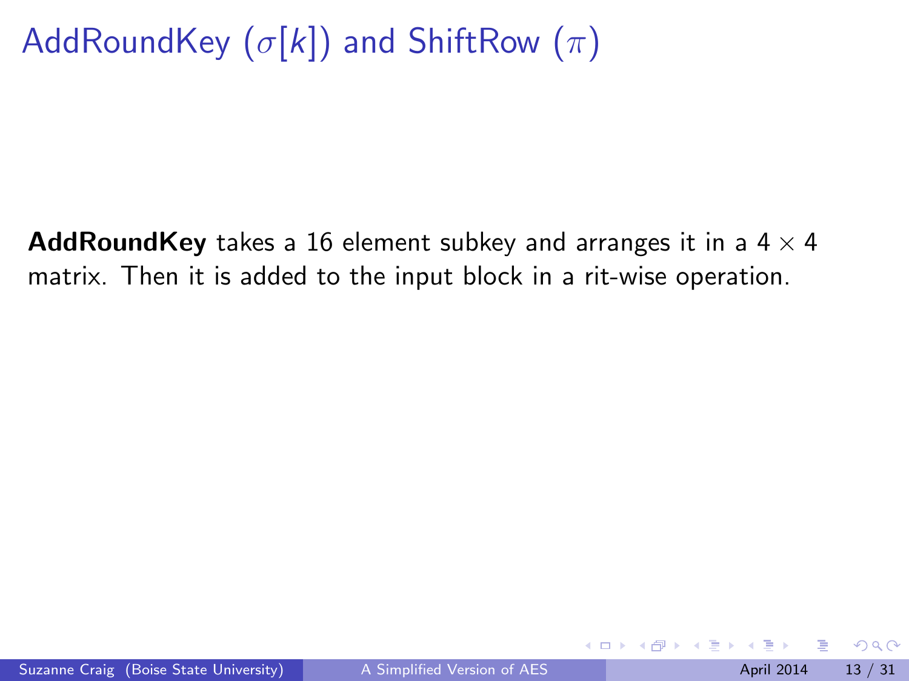# AddRoundKey ($\sigma[k]$) and ShiftRow ($\pi$)

**AddRoundKey** takes a 16 element subkey and arranges it in a $4 \times 4$ matrix. Then it is added to the input block in a rit-wise operation.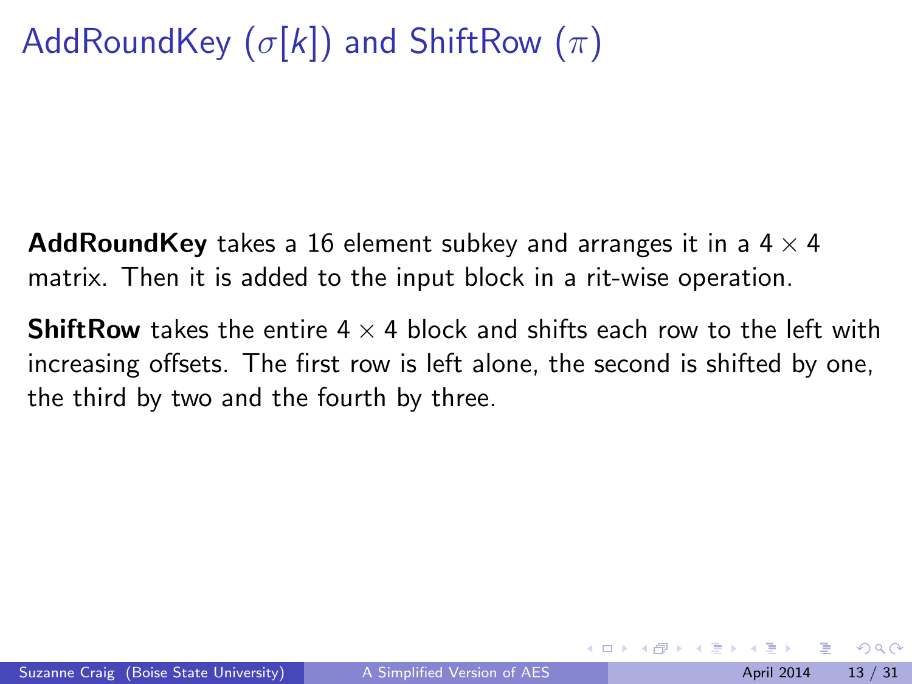# AddRoundKey ($\sigma[k]$) and ShiftRow ($\pi$)

**AddRoundKey** takes a 16 element subkey and arranges it in a $4 \times 4$ matrix. Then it is added to the input block in a rit-wise operation.

**ShiftRow** takes the entire $4 \times 4$ block and shifts each row to the left with increasing offsets. The first row is left alone, the second is shifted by one, the third by two and the fourth by three.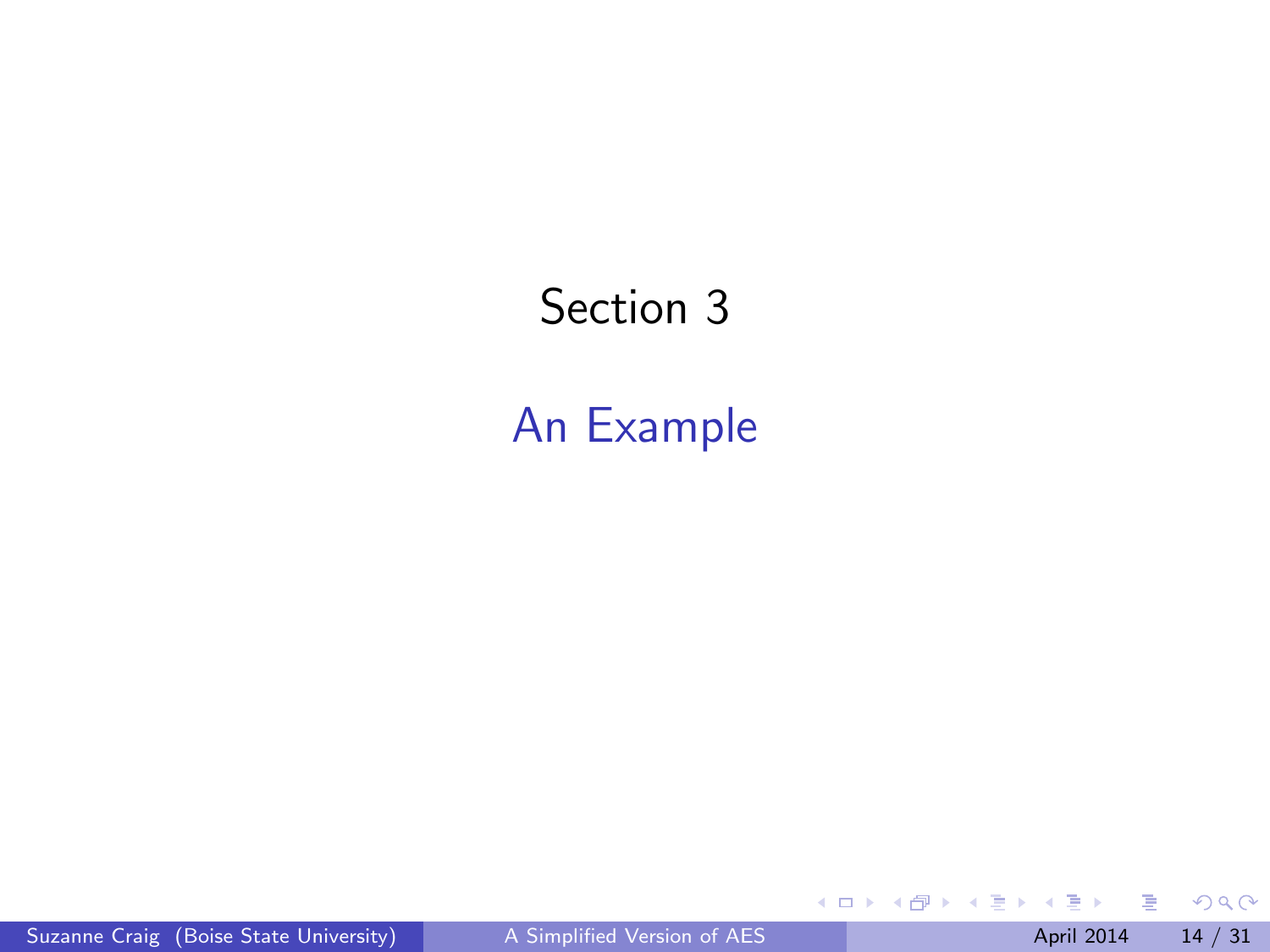# Section 3

## An Example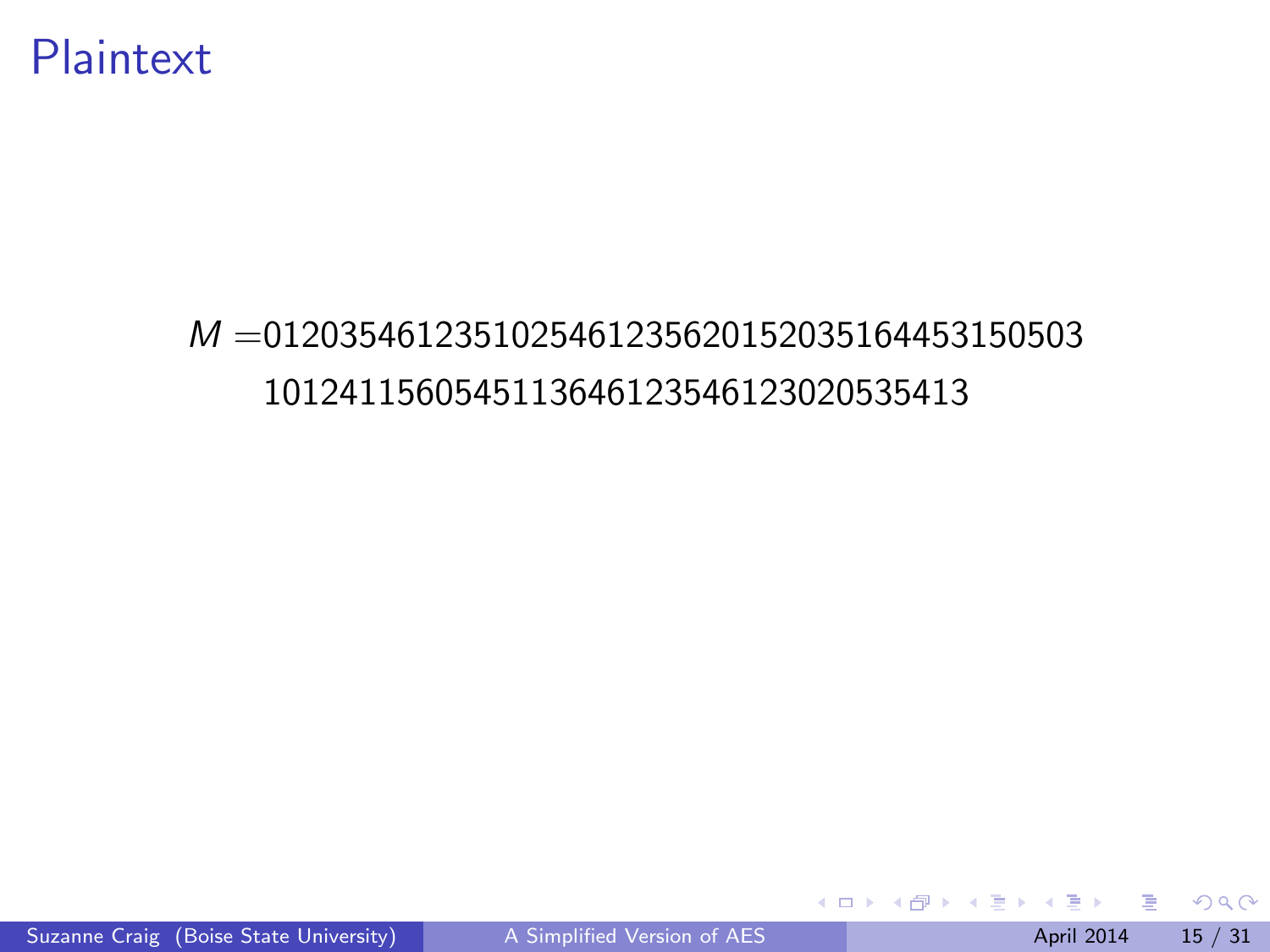# Plaintext

$M$ =012035461235102546123562015203516445315050310124115605451136461235461230205354​13

# Plaintext

$M$ =0120354612351025461235620152035164453150503
101241156054511364612354612302053541​3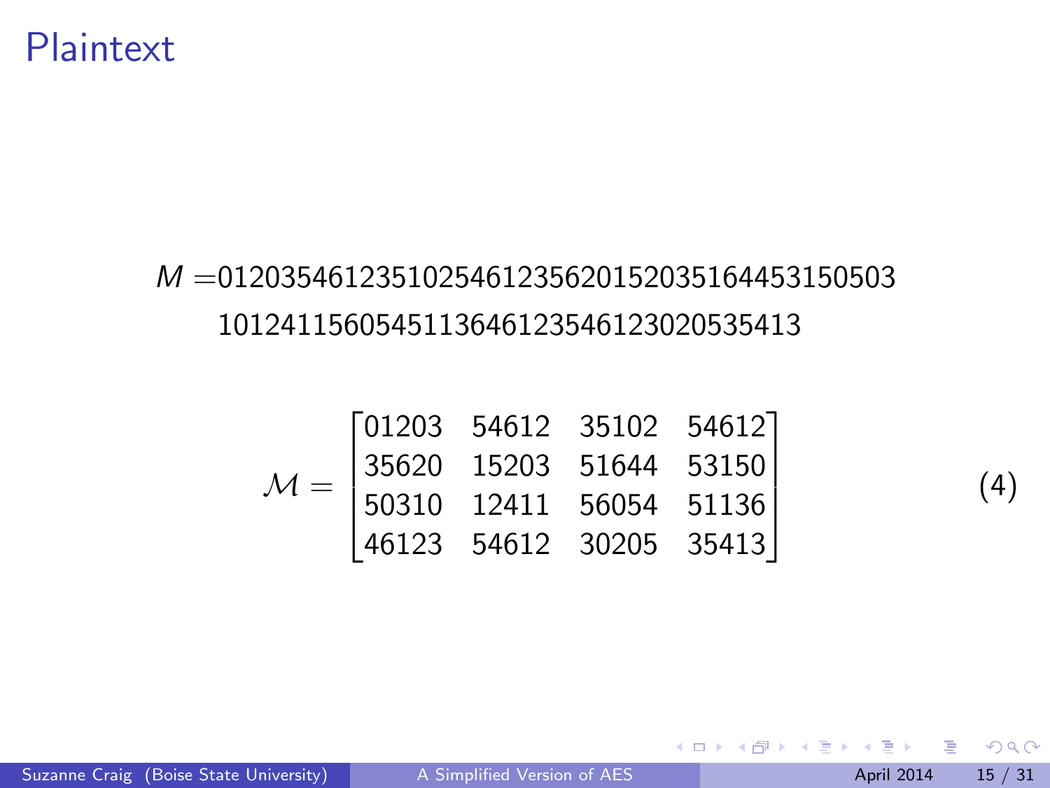# Plaintext

$M$ =012035461235102546123562015203516445315050310124115605451136461235461230205354​13

$$\mathcal{M} = \begin{bmatrix} 01203 & 54612 & 35102 & 54612 \\ 35620 & 15203 & 51644 & 53150 \\ 50310 & 12411 & 56054 & 51136 \\ 46123 & 54612 & 30205 & 35413 \end{bmatrix} \tag{4}$$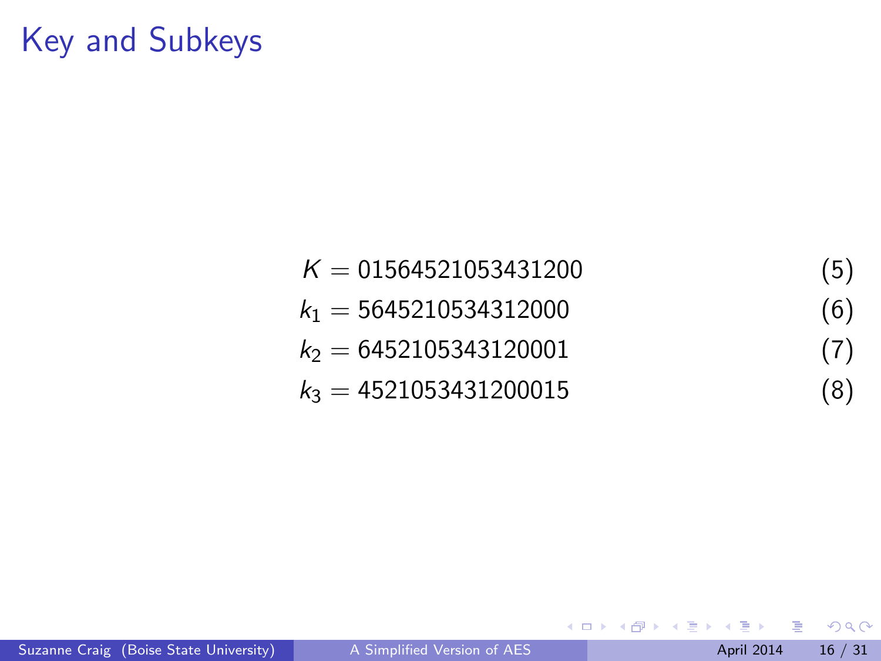# Key and Subkeys

$$K = 0156452105343120 \quad (5)$$

$$k_1 = 5645210534312000 \quad (6)$$

$$k_2 = 6452105343120001 \quad (7)$$

$$k_3 = 4521053431200015 \quad (8)$$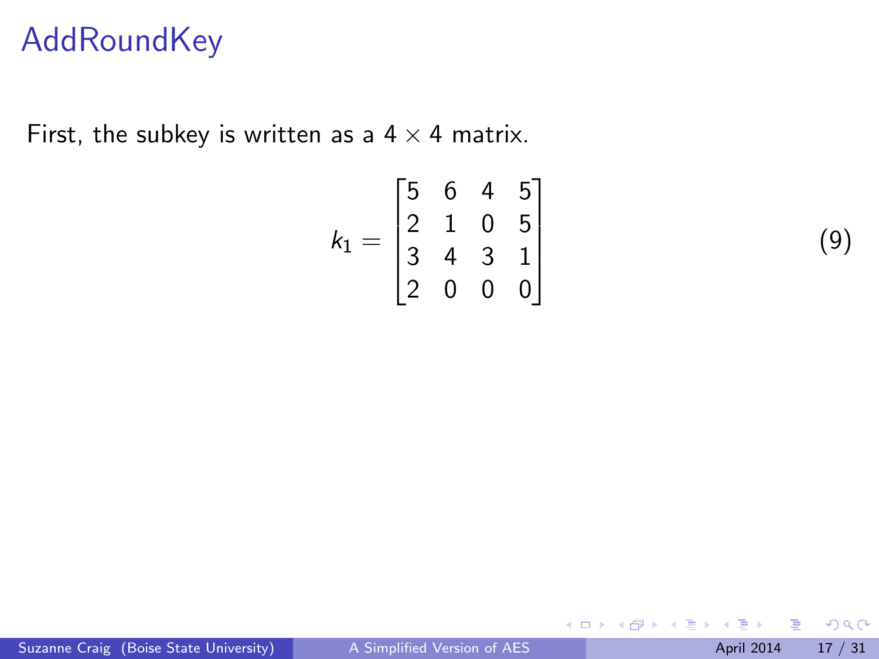# AddRoundKey

First, the subkey is written as a $4 \times 4$ matrix.

$$k_1 = \begin{bmatrix} 5 & 6 & 4 & 5 \\ 2 & 1 & 0 & 5 \\ 3 & 4 & 3 & 1 \\ 2 & 0 & 0 & 0 \end{bmatrix} \tag{9}$$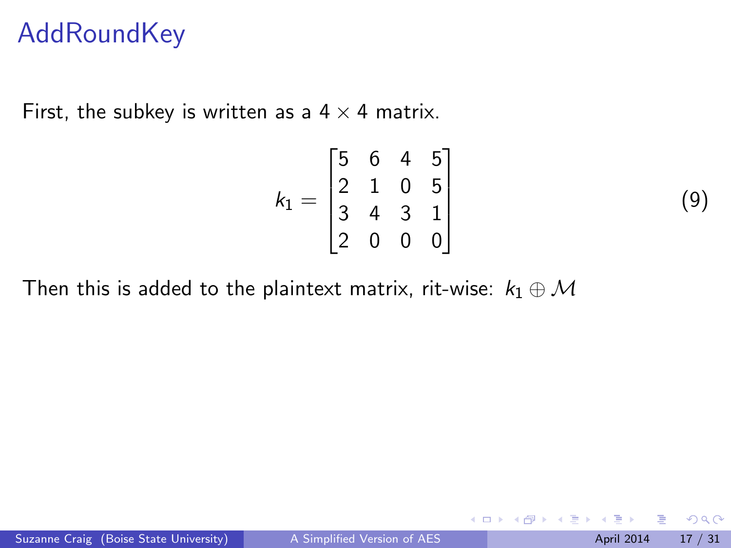# AddRoundKey

First, the subkey is written as a $4 \times 4$ matrix.

$$k_1 = \begin{bmatrix} 5 & 6 & 4 & 5 \\ 2 & 1 & 0 & 5 \\ 3 & 4 & 3 & 1 \\ 2 & 0 & 0 & 0 \end{bmatrix} \tag{9}$$

Then this is added to the plaintext matrix, rit-wise: $k_1 \oplus \mathcal{M}$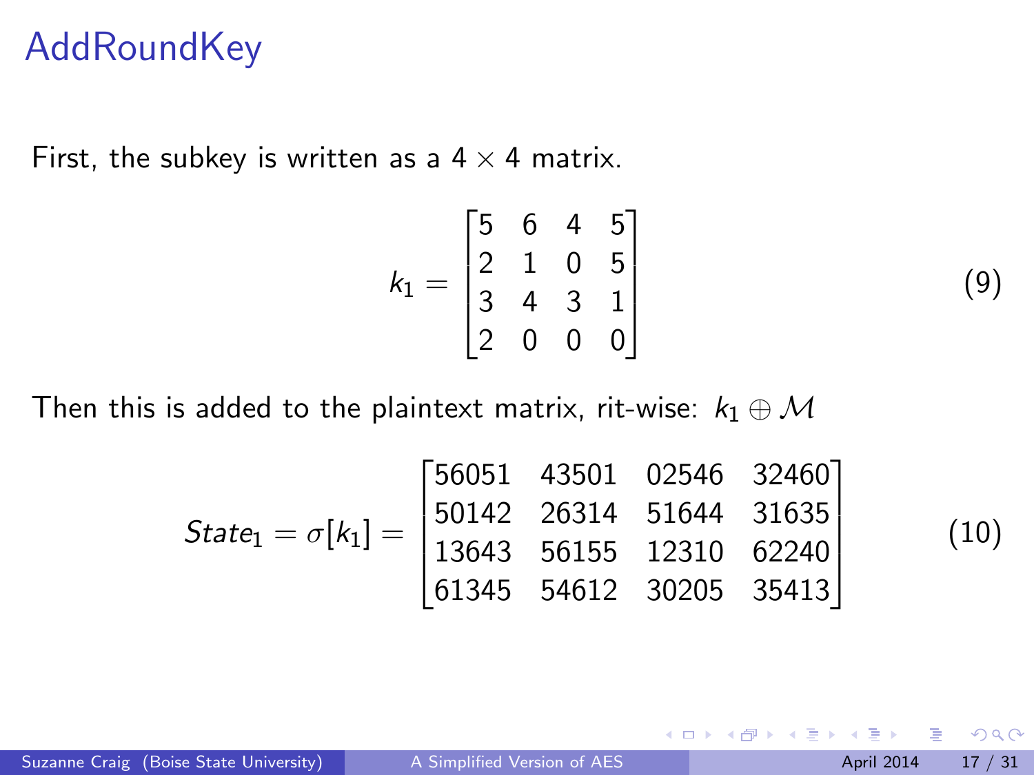# AddRoundKey

First, the subkey is written as a $4 \times 4$ matrix.

$$k_1 = \begin{bmatrix} 5 & 6 & 4 & 5 \\ 2 & 1 & 0 & 5 \\ 3 & 4 & 3 & 1 \\ 2 & 0 & 0 & 0 \end{bmatrix} \tag{9}$$

Then this is added to the plaintext matrix, rit-wise: $k_1 \oplus \mathcal{M}$

$$State_1 = \sigma[k_1] = \begin{bmatrix} 56051 & 43501 & 02546 & 32460 \\ 50142 & 26314 & 51644 & 31635 \\ 13643 & 56155 & 12310 & 62240 \\ 61345 & 54612 & 30205 & 35413 \end{bmatrix} \tag{10}$$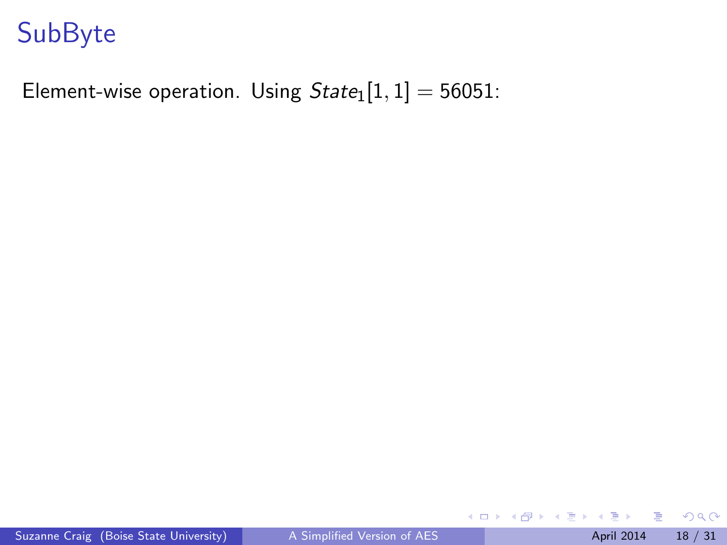# SubByte

Element-wise operation. Using $State_1[1,1] = 56051$: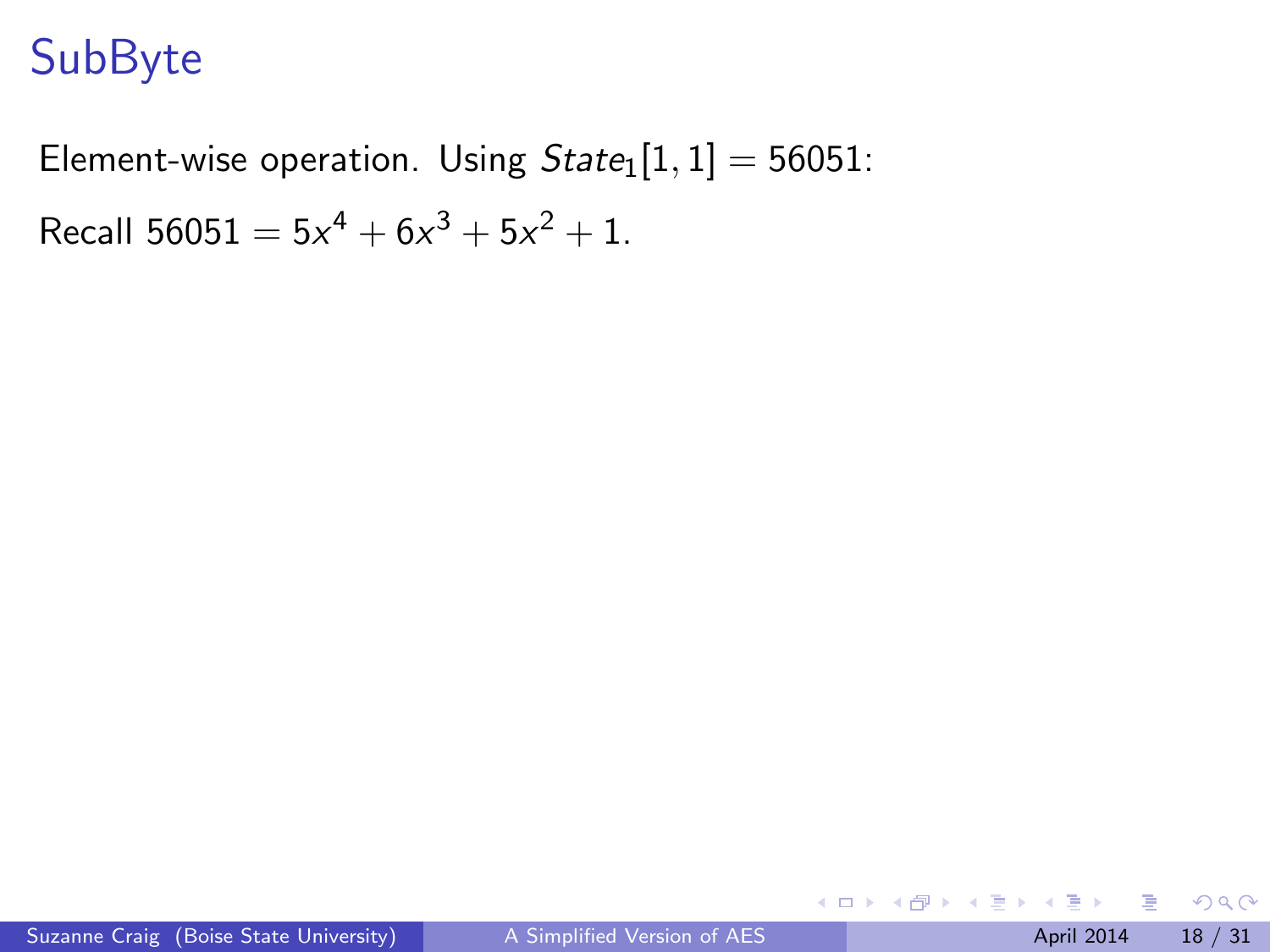# SubByte

Element-wise operation. Using $State_1[1, 1] = 56051$:

Recall $56051 = 5x^4 + 6x^3 + 5x^2 + 1$.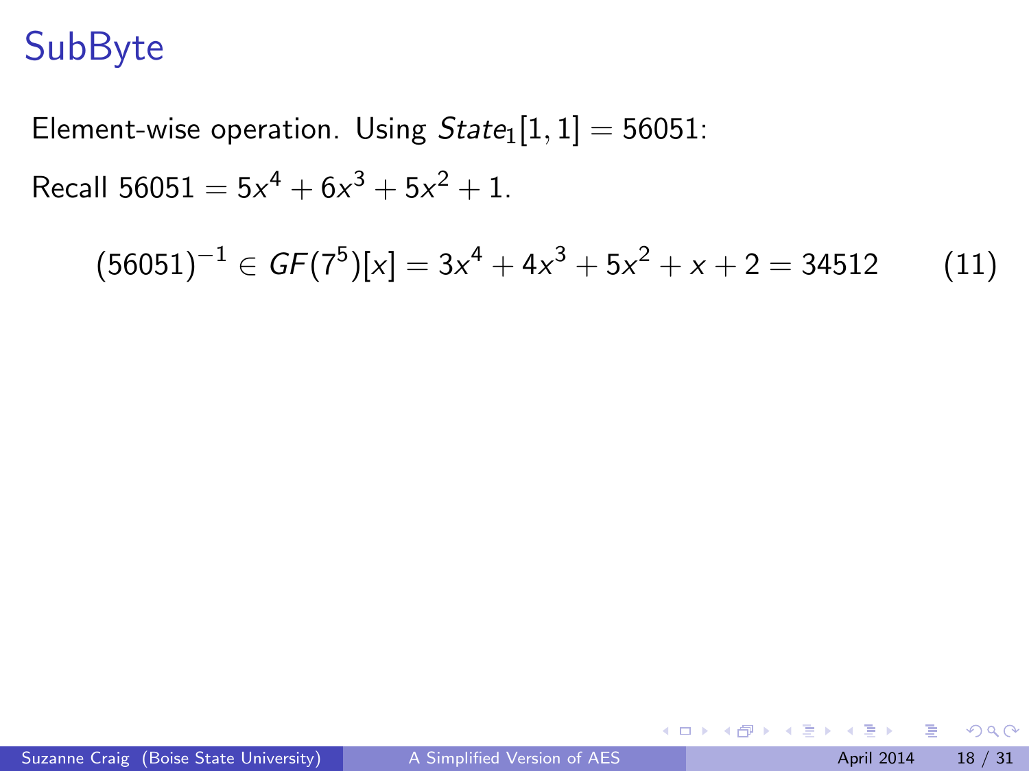# SubByte

Element-wise operation. Using $State_1[1,1] = 56051$:

Recall $56051 = 5x^4 + 6x^3 + 5x^2 + 1$.

$$(56051)^{-1} \in GF(7^5)[x] = 3x^4 + 4x^3 + 5x^2 + x + 2 = 34512 \qquad (11)$$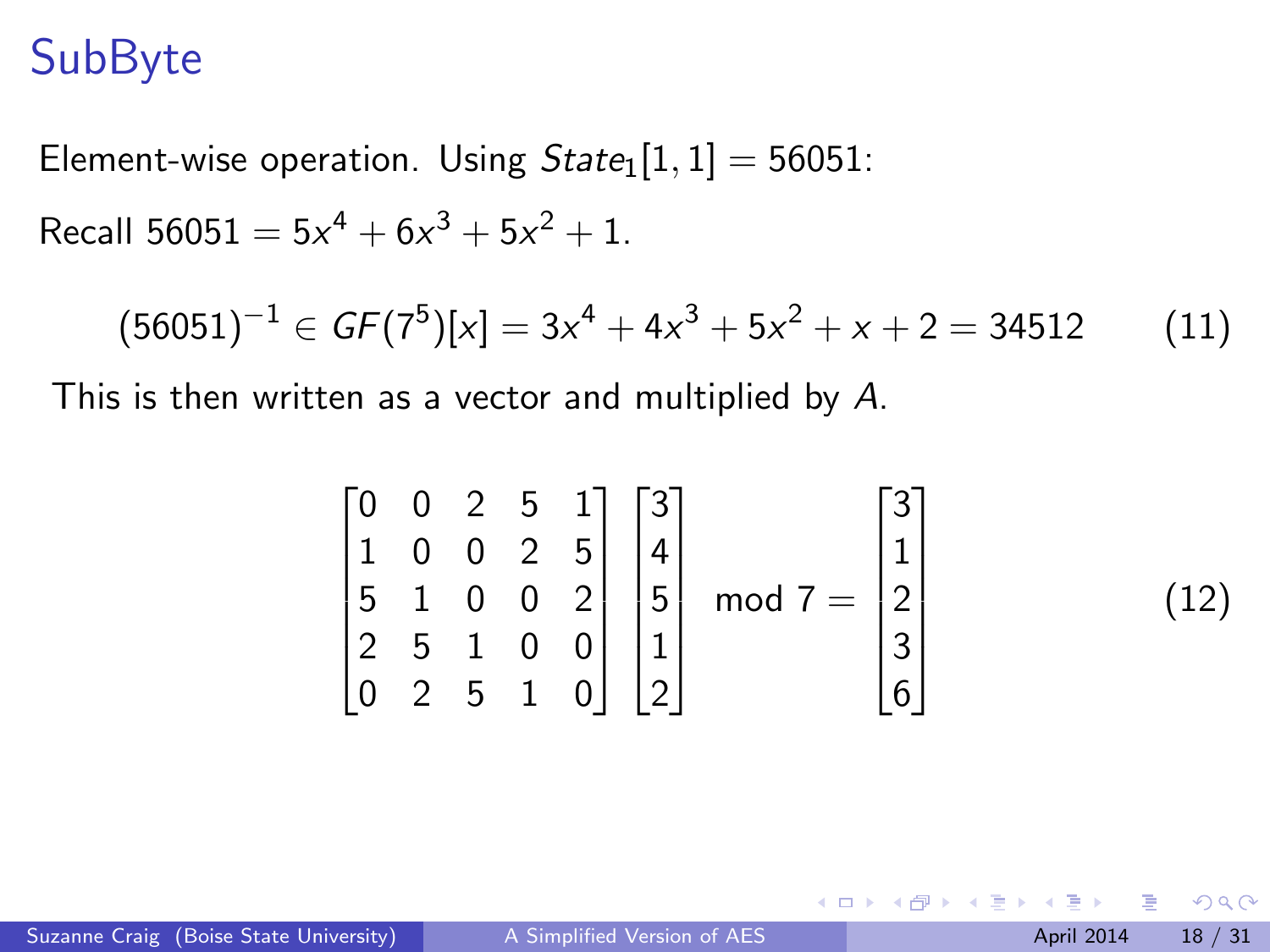# SubByte

Element-wise operation. Using $State_1[1,1] = 56051$:

Recall $56051 = 5x^4 + 6x^3 + 5x^2 + 1$.

$$(56051)^{-1} \in GF(7^5)[x] = 3x^4 + 4x^3 + 5x^2 + x + 2 = 34512 \tag{11}$$

This is then written as a vector and multiplied by $A$.

$$\begin{bmatrix} 0 & 0 & 2 & 5 & 1 \\ 1 & 0 & 0 & 2 & 5 \\ 5 & 1 & 0 & 0 & 2 \\ 2 & 5 & 1 & 0 & 0 \\ 0 & 2 & 5 & 1 & 0 \end{bmatrix} \begin{bmatrix} 3 \\ 4 \\ 5 \\ 1 \\ 2 \end{bmatrix} \mod 7 = \begin{bmatrix} 3 \\ 1 \\ 2 \\ 3 \\ 6 \end{bmatrix} \tag{12}$$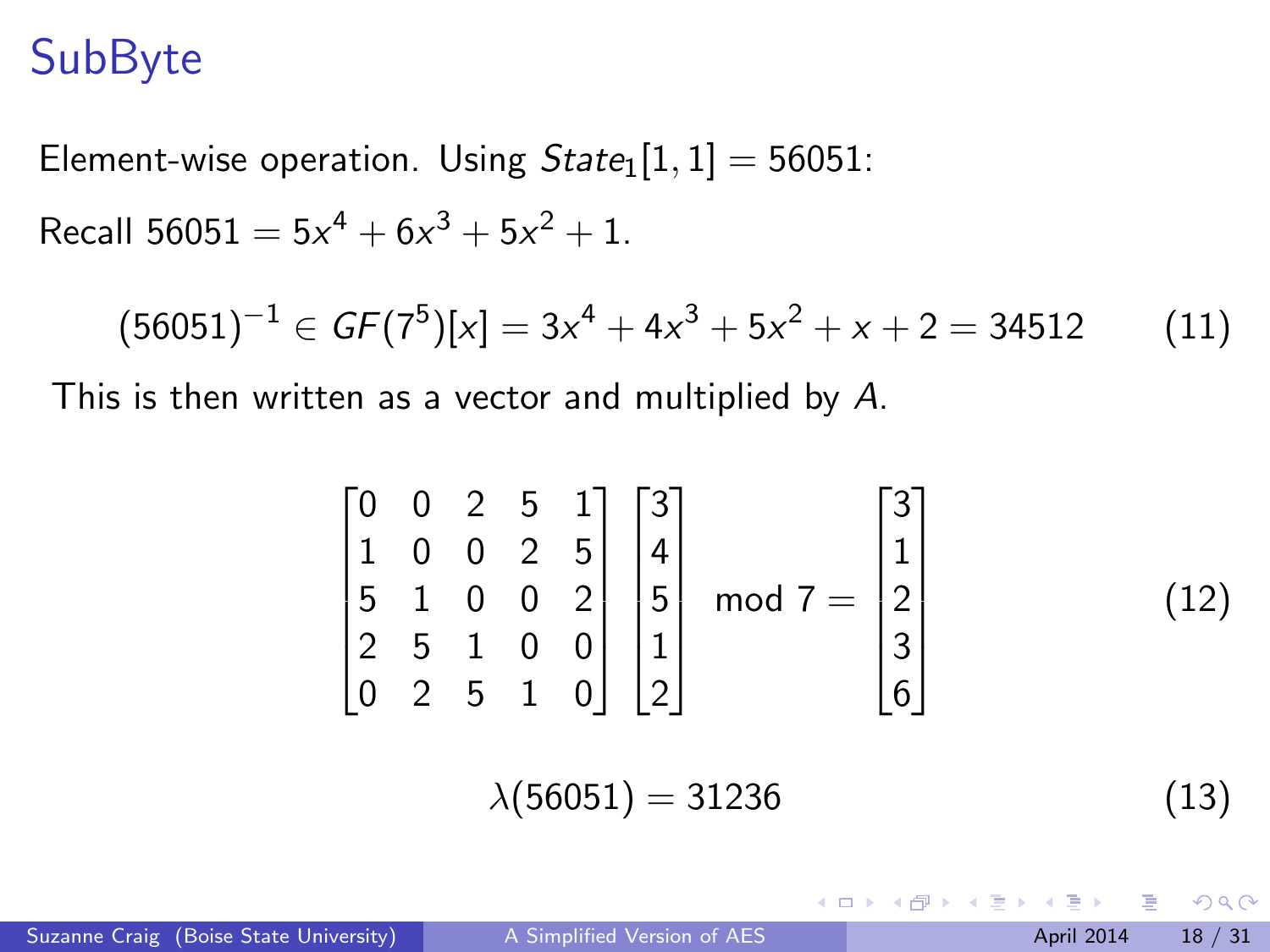# SubByte

Element-wise operation. Using $State_1[1,1] = 56051$:

Recall $56051 = 5x^4 + 6x^3 + 5x^2 + 1$.

$$(56051)^{-1} \in GF(7^5)[x] = 3x^4 + 4x^3 + 5x^2 + x + 2 = 34512 \tag{11}$$

This is then written as a vector and multiplied by $A$.

$$\begin{bmatrix} 0 & 0 & 2 & 5 & 1 \\ 1 & 0 & 0 & 2 & 5 \\ 5 & 1 & 0 & 0 & 2 \\ 2 & 5 & 1 & 0 & 0 \\ 0 & 2 & 5 & 1 & 0 \end{bmatrix} \begin{bmatrix} 3 \\ 4 \\ 5 \\ 1 \\ 2 \end{bmatrix} \mod 7 = \begin{bmatrix} 3 \\ 1 \\ 2 \\ 3 \\ 6 \end{bmatrix} \tag{12}$$

$$\lambda(56051) = 31236 \tag{13}$$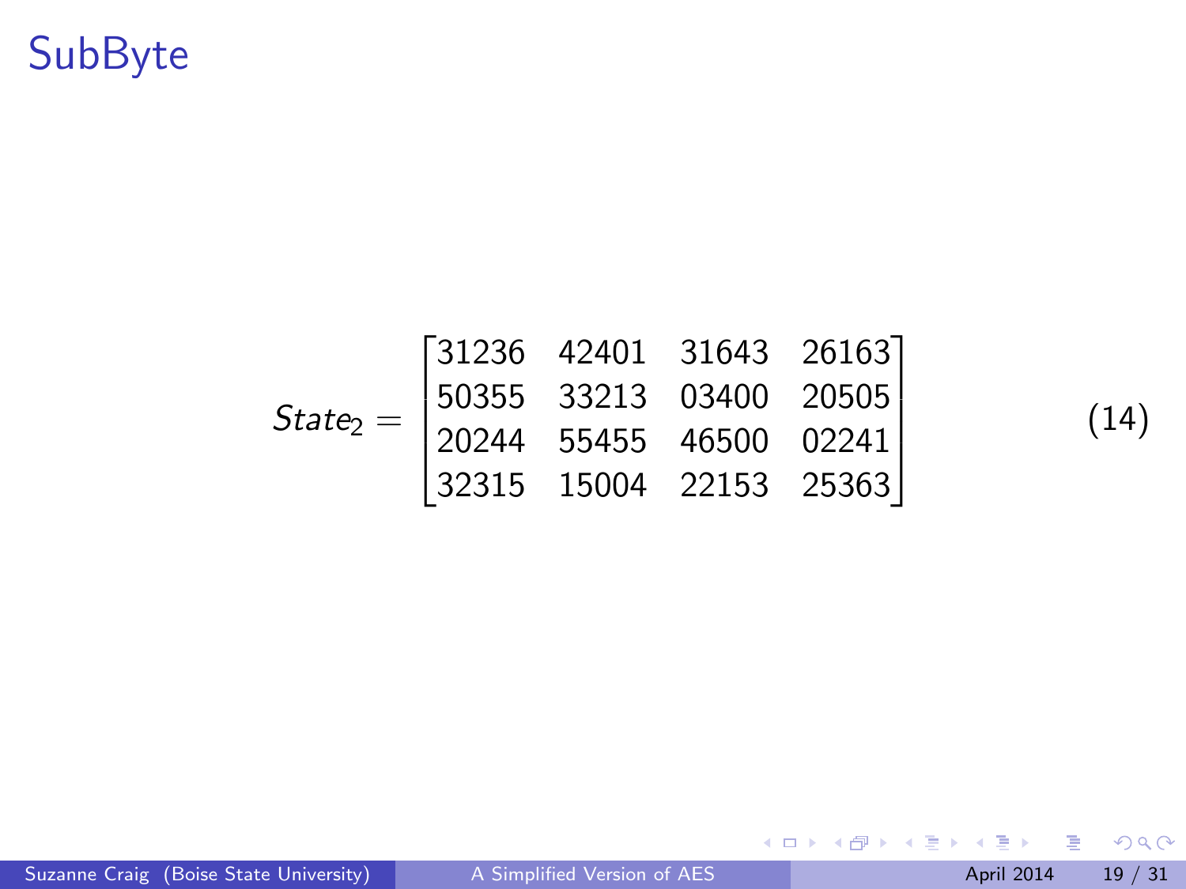# SubByte

$$State_2 = \begin{bmatrix} 31236 & 42401 & 31643 & 26163 \\ 50355 & 33213 & 03400 & 20505 \\ 20244 & 55455 & 46500 & 02241 \\ 32315 & 15004 & 22153 & 25363 \end{bmatrix} \tag{14}$$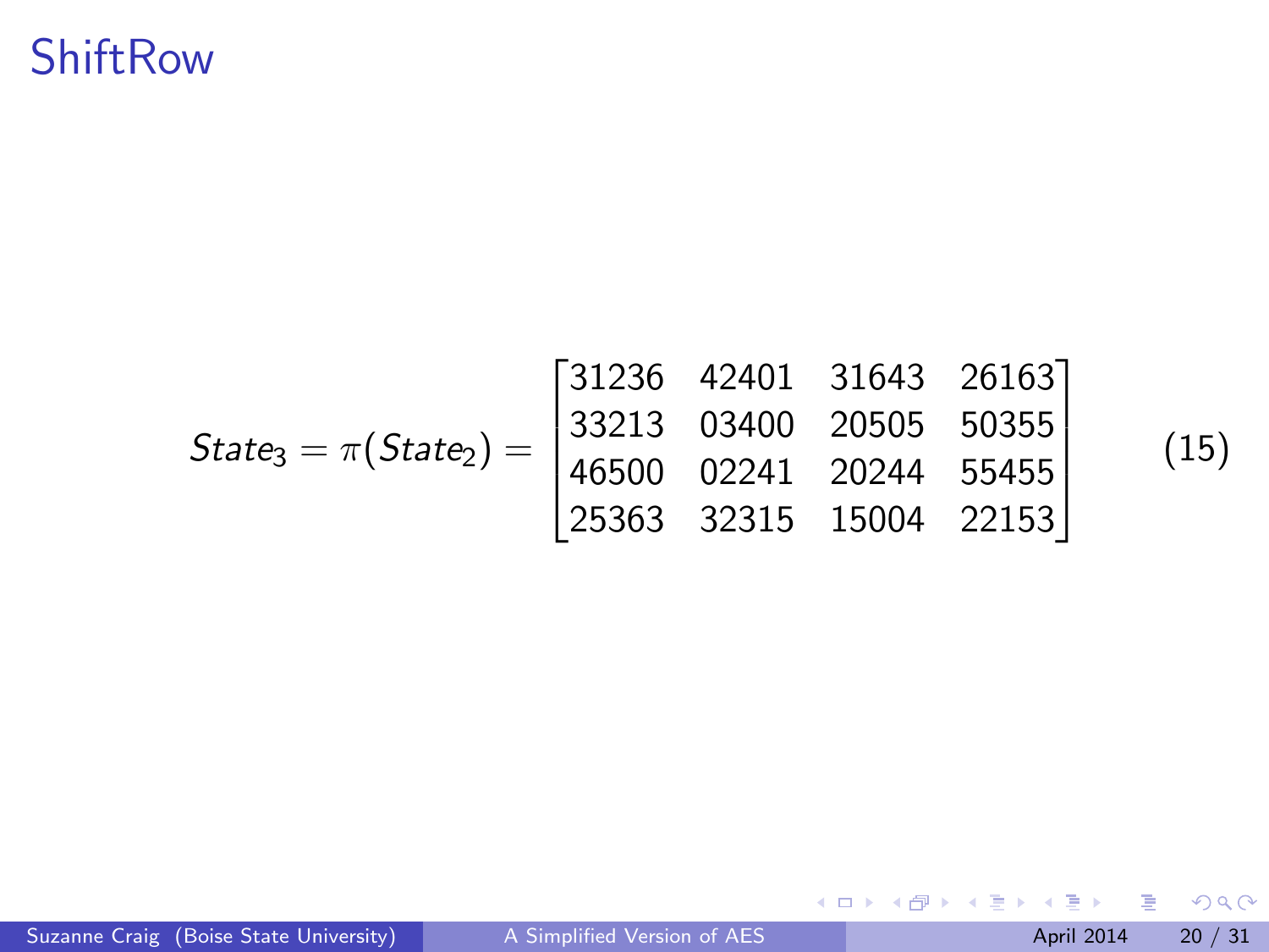# ShiftRow

$$State_3 = \pi(State_2) = \begin{bmatrix} 31236 & 42401 & 31643 & 26163 \\ 33213 & 03400 & 20505 & 50355 \\ 46500 & 02241 & 20244 & 55455 \\ 25363 & 32315 & 15004 & 22153 \end{bmatrix} \tag{15}$$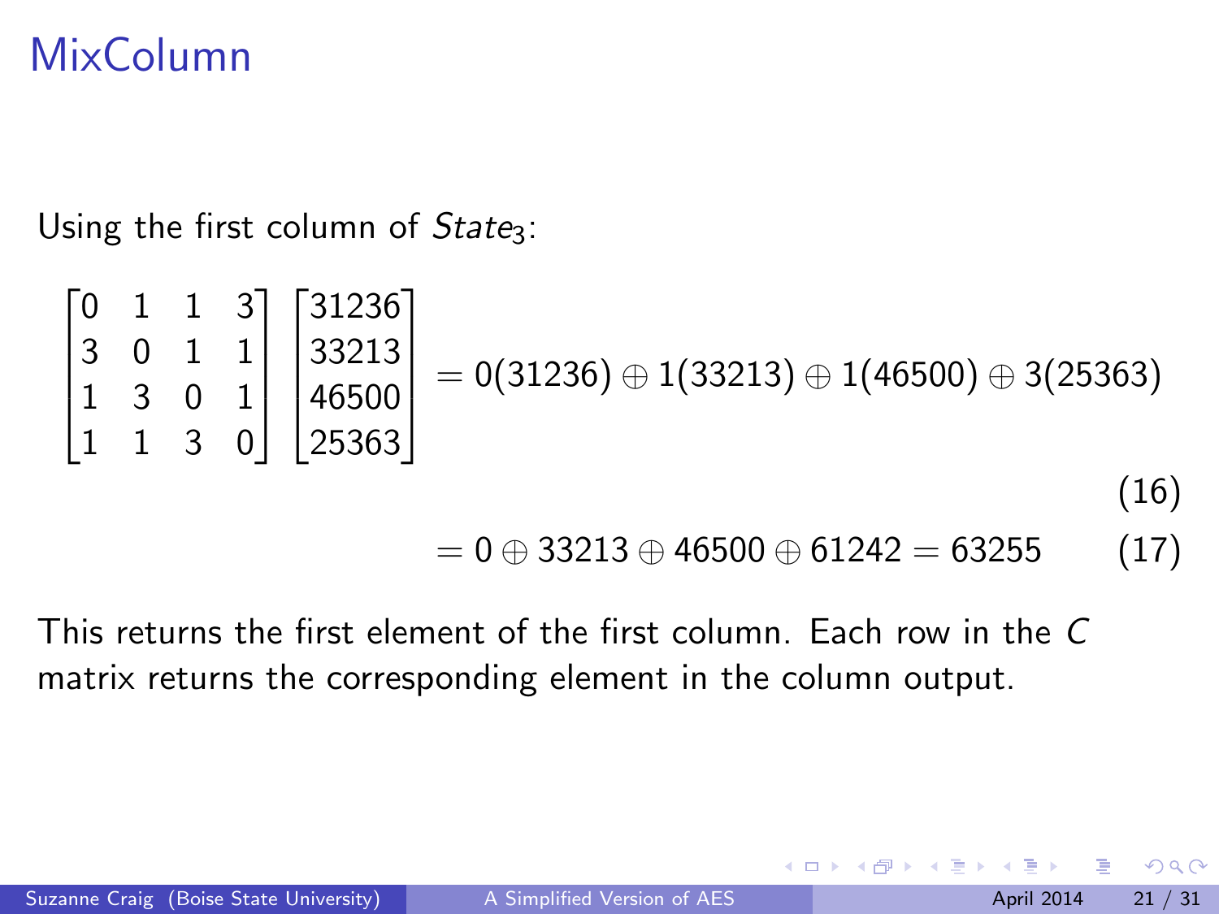# MixColumn

Using the first column of $State_3$:

$$
\begin{bmatrix} 0 & 1 & 1 & 3 \\ 3 & 0 & 1 & 1 \\ 1 & 3 & 0 & 1 \\ 1 & 1 & 3 & 0 \end{bmatrix} \begin{bmatrix} 31236 \\ 33213 \\ 46500 \\ 25363 \end{bmatrix} = 0(31236) \oplus 1(33213) \oplus 1(46500) \oplus 3(25363) \tag{16}
$$

$$
= 0 \oplus 33213 \oplus 46500 \oplus 61242 = 63255 \tag{17}
$$

This returns the first element of the first column. Each row in the $C$ matrix returns the corresponding element in the column output.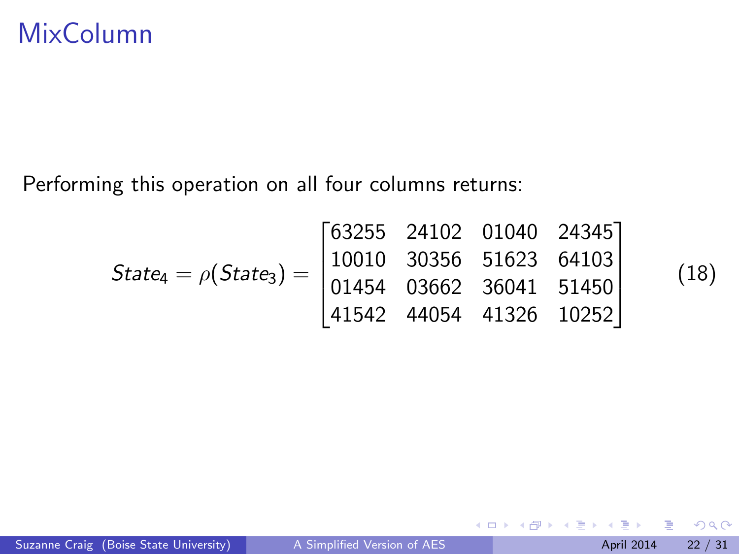# MixColumn

Performing this operation on all four columns returns:

$$State_4 = \rho(State_3) = \begin{bmatrix} 63255 & 24102 & 01040 & 24345 \\ 10010 & 30356 & 51623 & 64103 \\ 01454 & 03662 & 36041 & 51450 \\ 41542 & 44054 & 41326 & 10252 \end{bmatrix} \quad (18)$$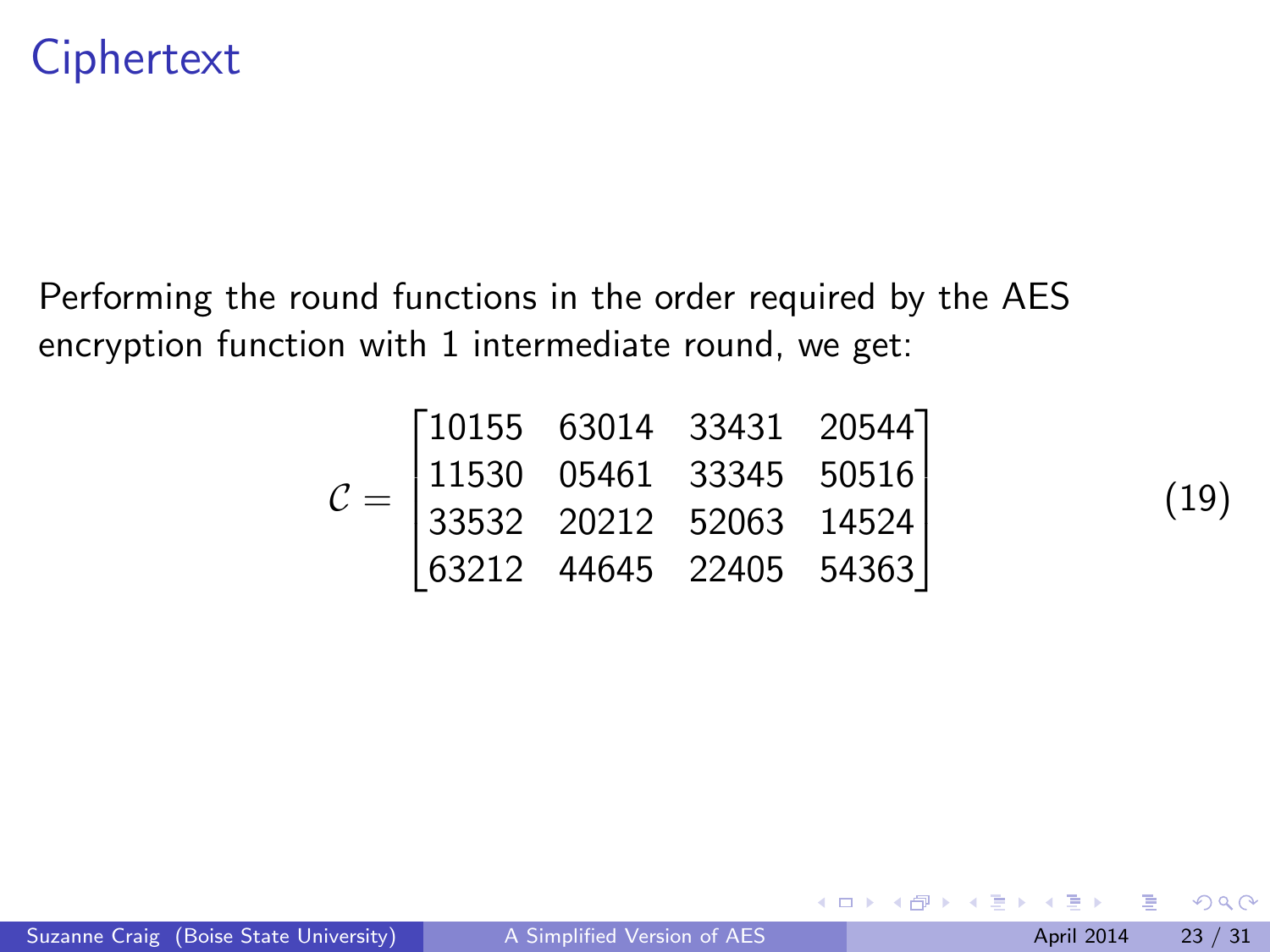# Ciphertext

Performing the round functions in the order required by the AES encryption function with 1 intermediate round, we get:

$$\mathcal{C} = \begin{bmatrix} 10155 & 63014 & 33431 & 20544 \\ 11530 & 05461 & 33345 & 50516 \\ 33532 & 20212 & 52063 & 14524 \\ 63212 & 44645 & 22405 & 54363 \end{bmatrix} \tag{19}$$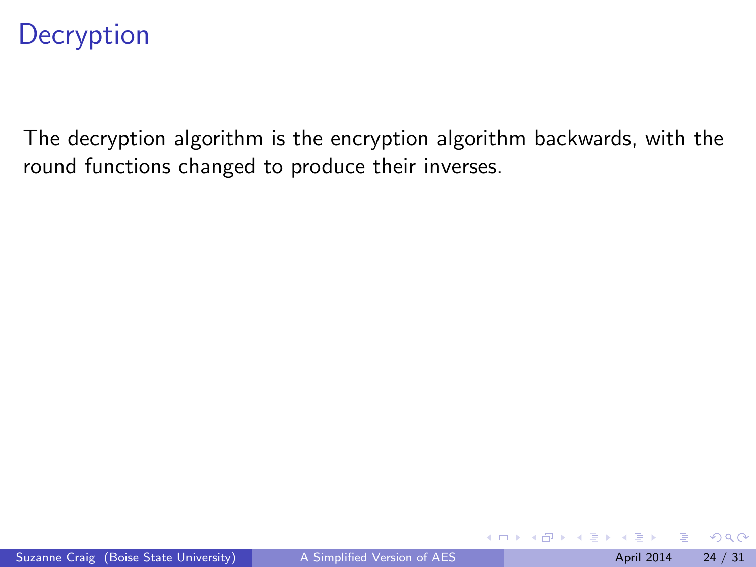# Decryption

The decryption algorithm is the encryption algorithm backwards, with the round functions changed to produce their inverses.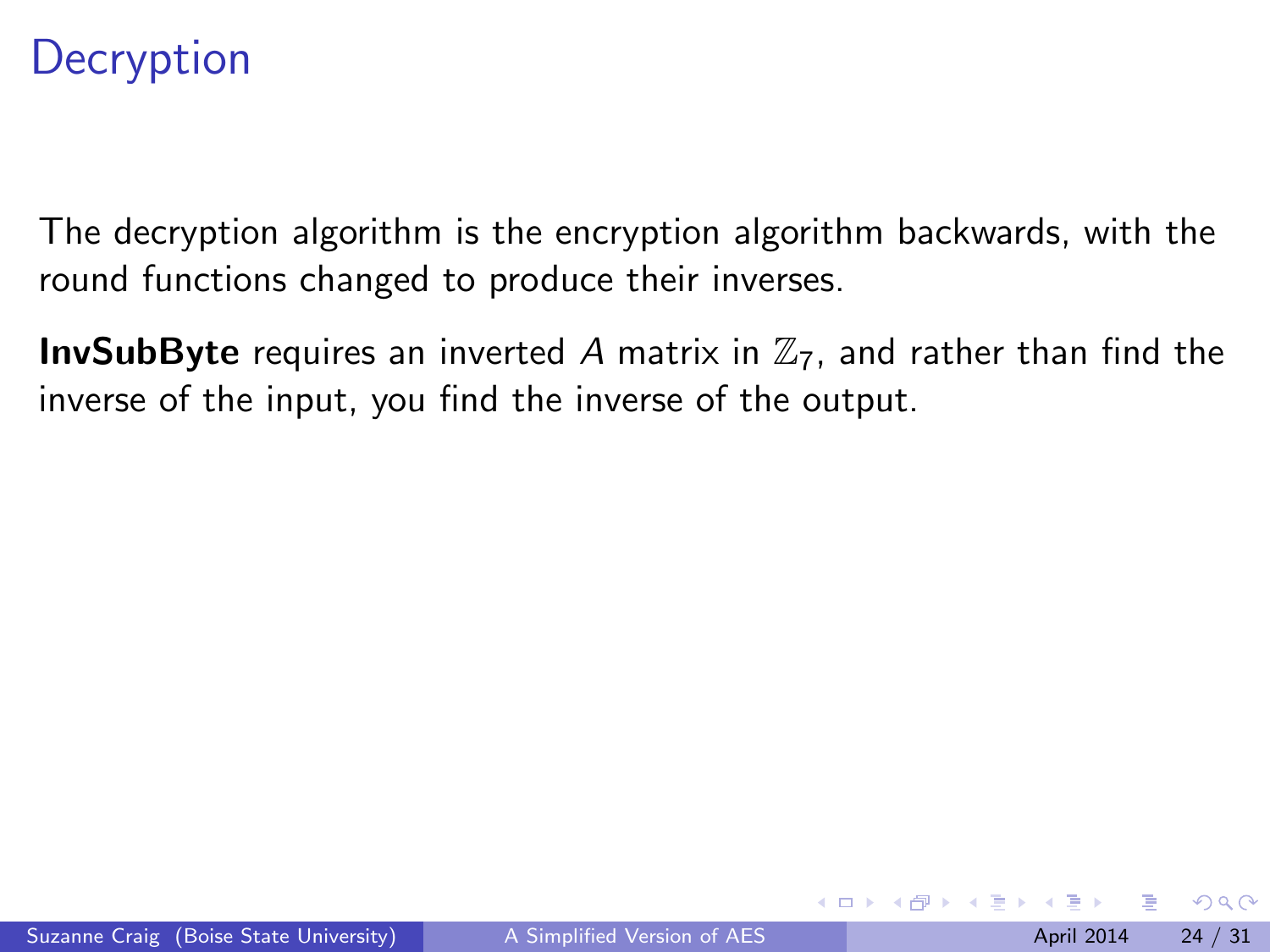# Decryption

The decryption algorithm is the encryption algorithm backwards, with the round functions changed to produce their inverses.

**InvSubByte** requires an inverted $A$ matrix in $\mathbb{Z}_7$, and rather than find the inverse of the input, you find the inverse of the output.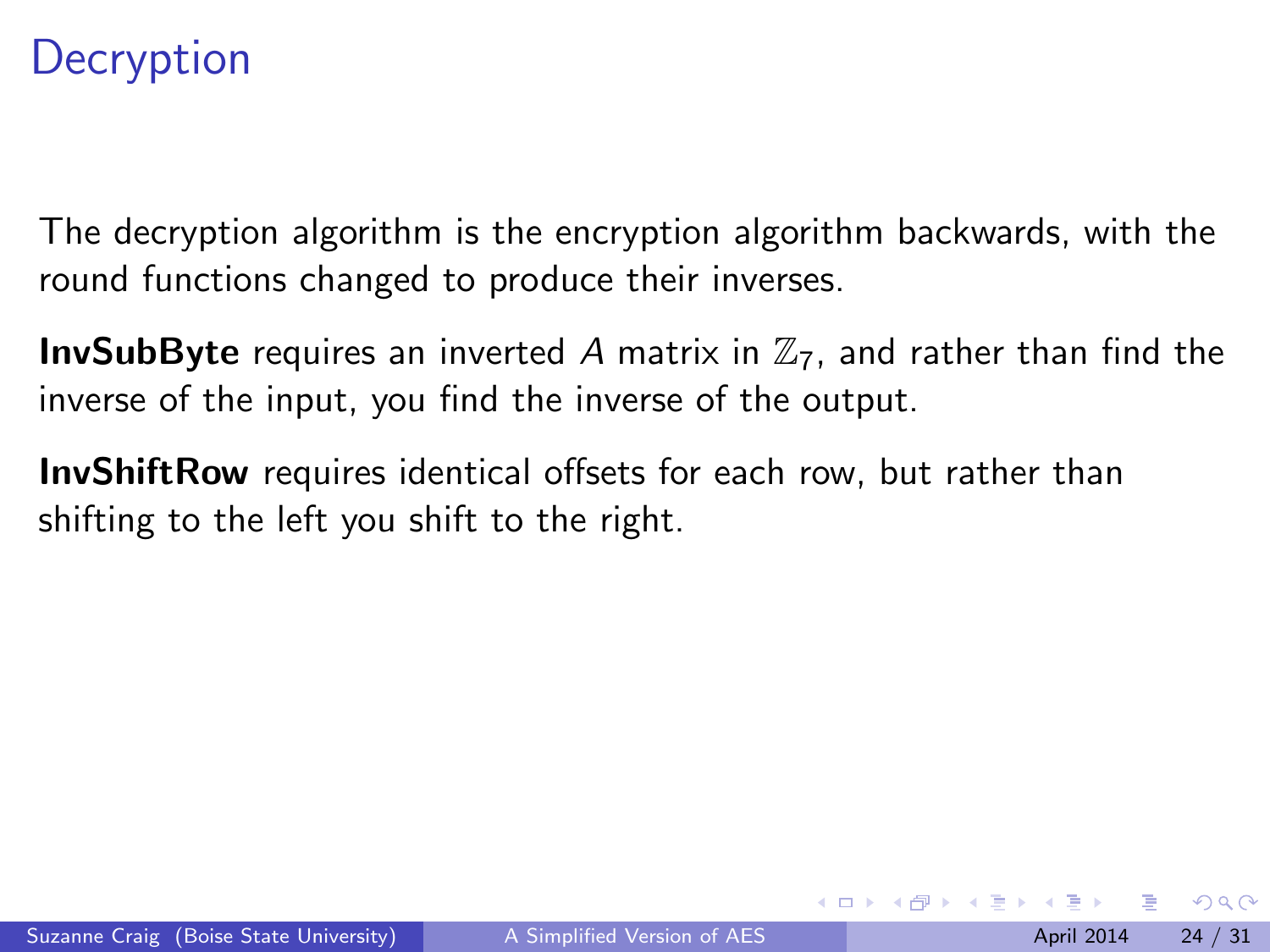# Decryption

The decryption algorithm is the encryption algorithm backwards, with the round functions changed to produce their inverses.

**InvSubByte** requires an inverted $A$ matrix in $\mathbb{Z}_7$, and rather than find the inverse of the input, you find the inverse of the output.

**InvShiftRow** requires identical offsets for each row, but rather than shifting to the left you shift to the right.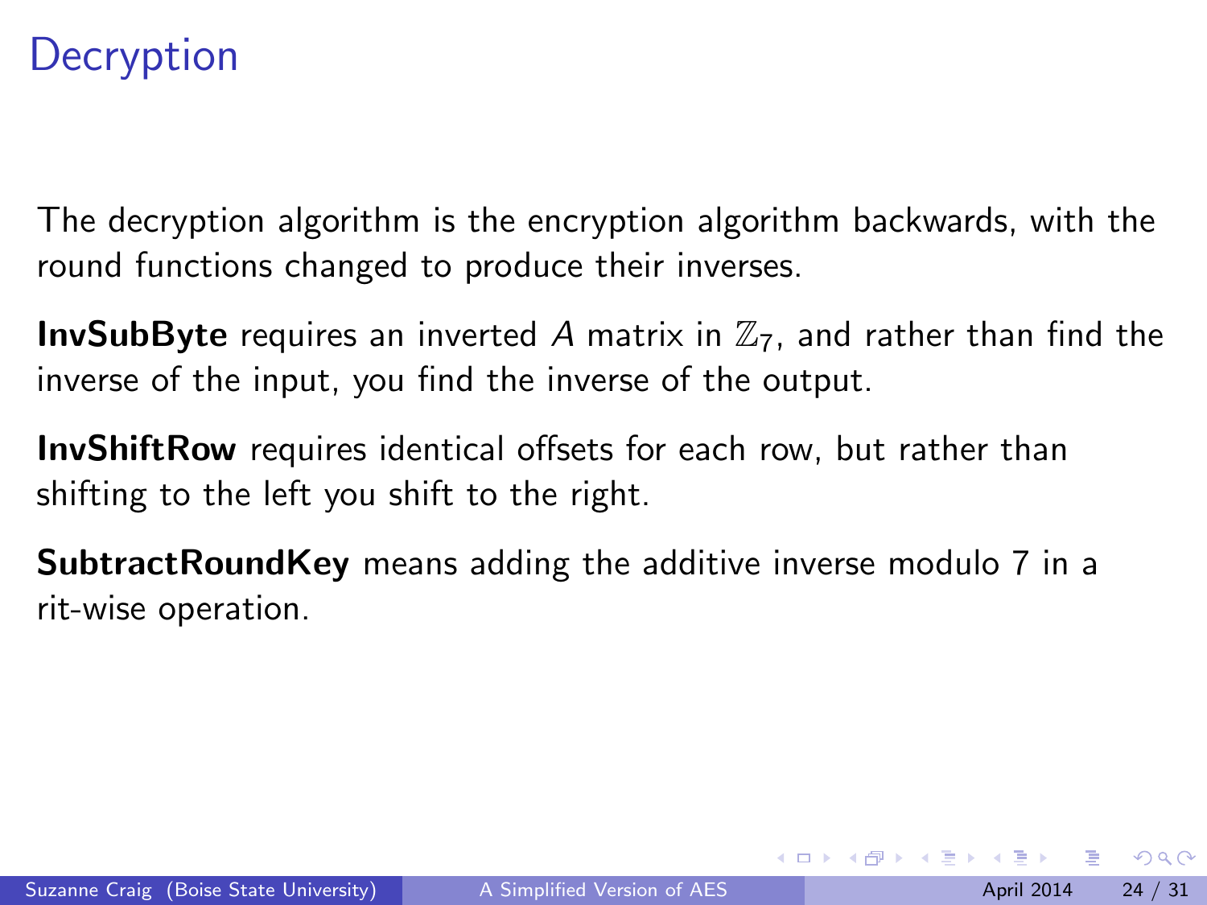# Decryption

The decryption algorithm is the encryption algorithm backwards, with the round functions changed to produce their inverses.

**InvSubByte** requires an inverted $A$ matrix in $\mathbb{Z}_7$, and rather than find the inverse of the input, you find the inverse of the output.

**InvShiftRow** requires identical offsets for each row, but rather than shifting to the left you shift to the right.

**SubtractRoundKey** means adding the additive inverse modulo 7 in a rit-wise operation.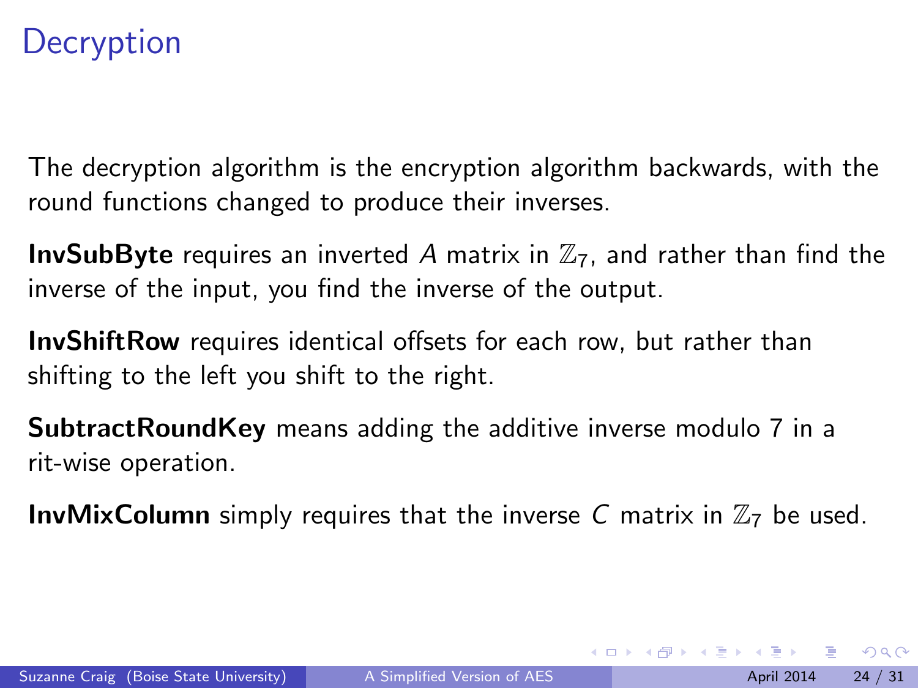# Decryption

The decryption algorithm is the encryption algorithm backwards, with the round functions changed to produce their inverses.

**InvSubByte** requires an inverted $A$ matrix in $\mathbb{Z}_7$, and rather than find the inverse of the input, you find the inverse of the output.

**InvShiftRow** requires identical offsets for each row, but rather than shifting to the left you shift to the right.

**SubtractRoundKey** means adding the additive inverse modulo 7 in a rit-wise operation.

**InvMixColumn** simply requires that the inverse $C$ matrix in $\mathbb{Z}_7$ be used.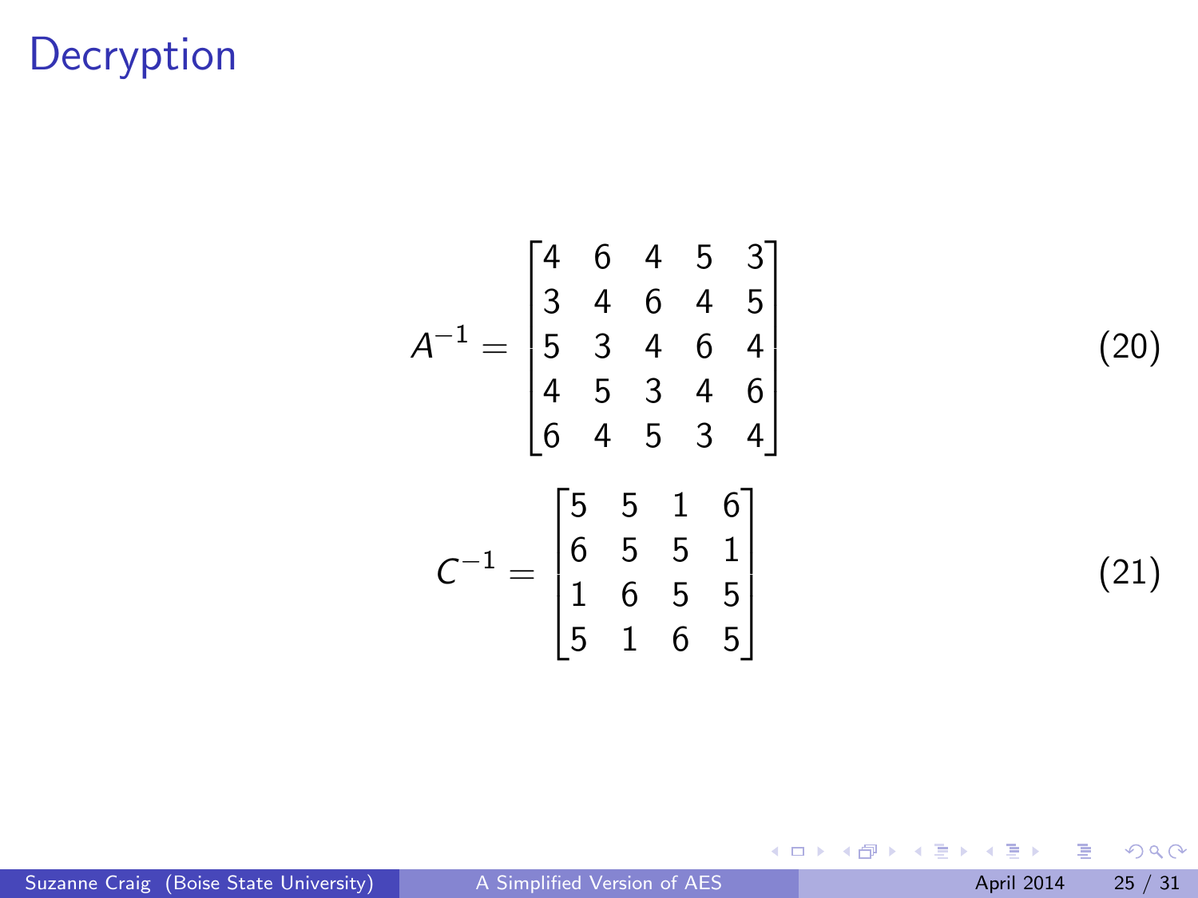# Decryption

$$A^{-1} = \begin{bmatrix} 4 & 6 & 4 & 5 & 3 \\ 3 & 4 & 6 & 4 & 5 \\ 5 & 3 & 4 & 6 & 4 \\ 4 & 5 & 3 & 4 & 6 \\ 6 & 4 & 5 & 3 & 4 \end{bmatrix} \tag{20}$$

$$C^{-1} = \begin{bmatrix} 5 & 5 & 1 & 6 \\ 6 & 5 & 5 & 1 \\ 1 & 6 & 5 & 5 \\ 5 & 1 & 6 & 5 \end{bmatrix} \tag{21}$$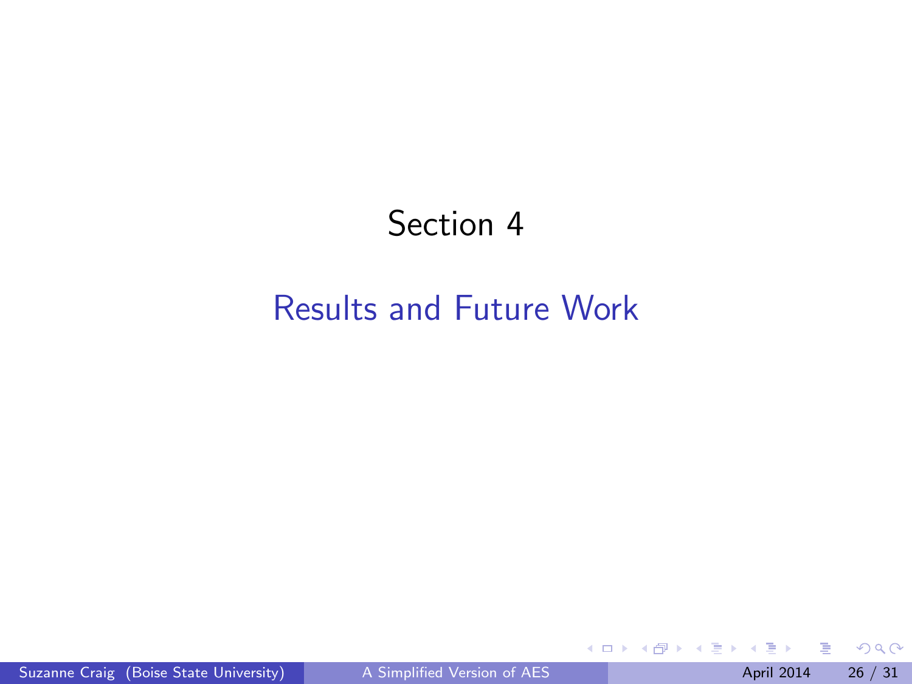# Section 4

## Results and Future Work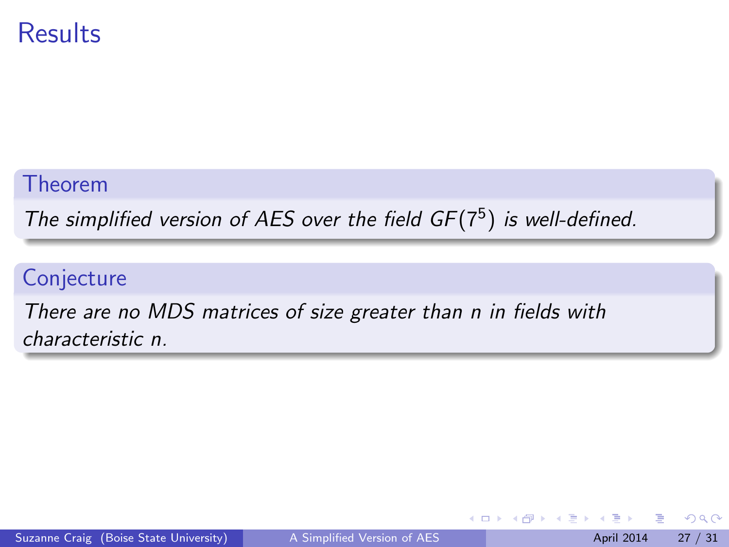# Results

**Theorem**

*The simplified version of AES over the field $GF(7^5)$ is well-defined.*

**Conjecture**

*There are no MDS matrices of size greater than $n$ in fields with characteristic $n$.*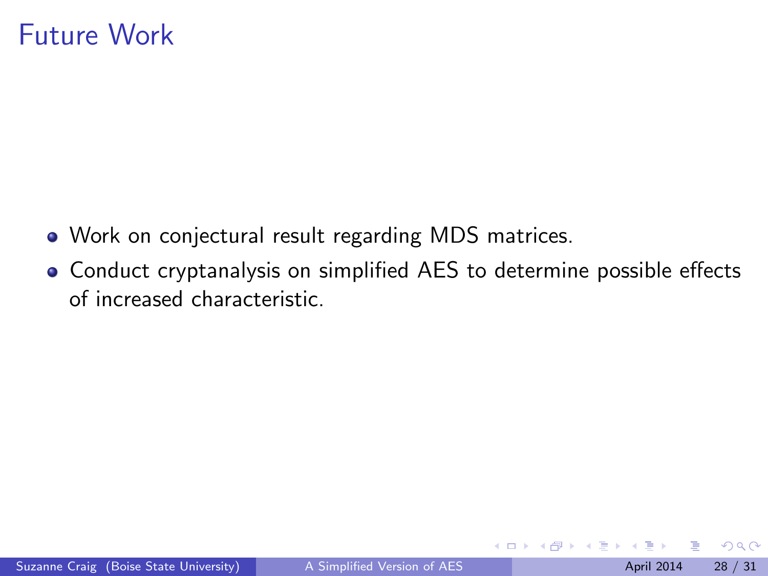# Future Work

- Work on conjectural result regarding MDS matrices.
- Conduct cryptanalysis on simplified AES to determine possible effects of increased characteristic.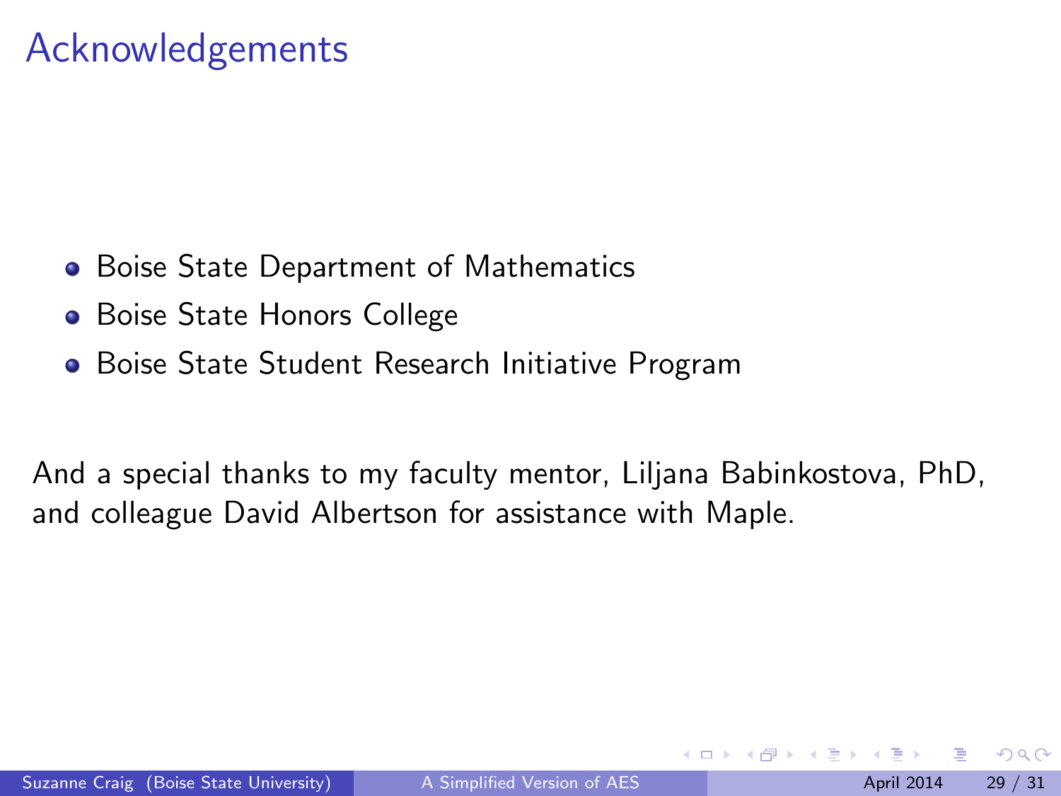# Acknowledgements

- Boise State Department of Mathematics
- Boise State Honors College
- Boise State Student Research Initiative Program

And a special thanks to my faculty mentor, Liljana Babinkostova, PhD, and colleague David Albertson for assistance with Maple.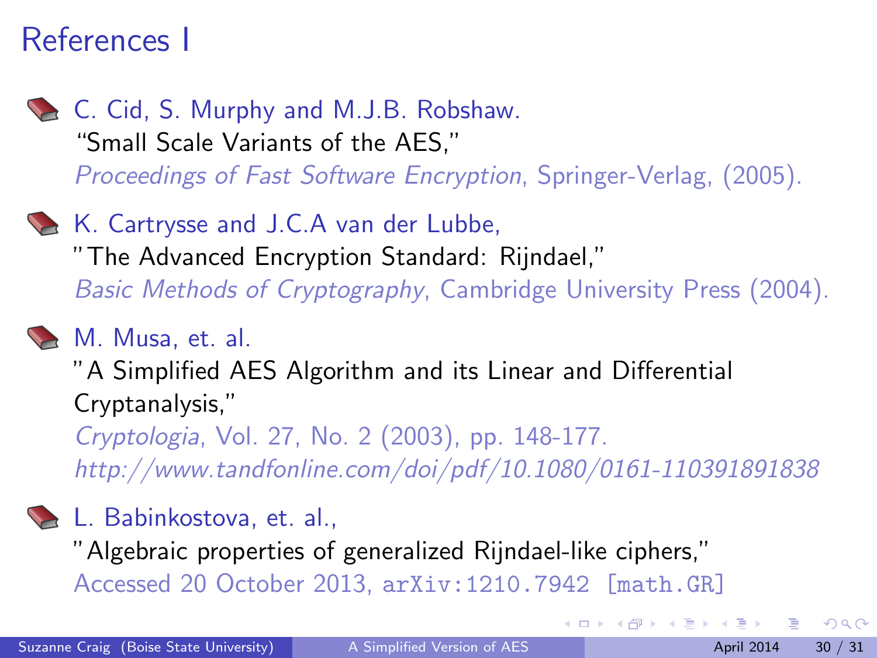# References I

- C. Cid, S. Murphy and M.J.B. Robshaw.
  "Small Scale Variants of the AES,"
  *Proceedings of Fast Software Encryption*, Springer-Verlag, (2005).

- K. Cartrysse and J.C.A van der Lubbe,
  "The Advanced Encryption Standard: Rijndael,"
  *Basic Methods of Cryptography*, Cambridge University Press (2004).

- M. Musa, et. al.
  "A Simplified AES Algorithm and its Linear and Differential Cryptanalysis,"
  *Cryptologia*, Vol. 27, No. 2 (2003), pp. 148-177.
  *http://www.tandfonline.com/doi/pdf/10.1080/0161-110391891838*

- L. Babinkostova, et. al.,
  "Algebraic properties of generalized Rijndael-like ciphers,"
  Accessed 20 October 2013, `arXiv:1210.7942 [math.GR]`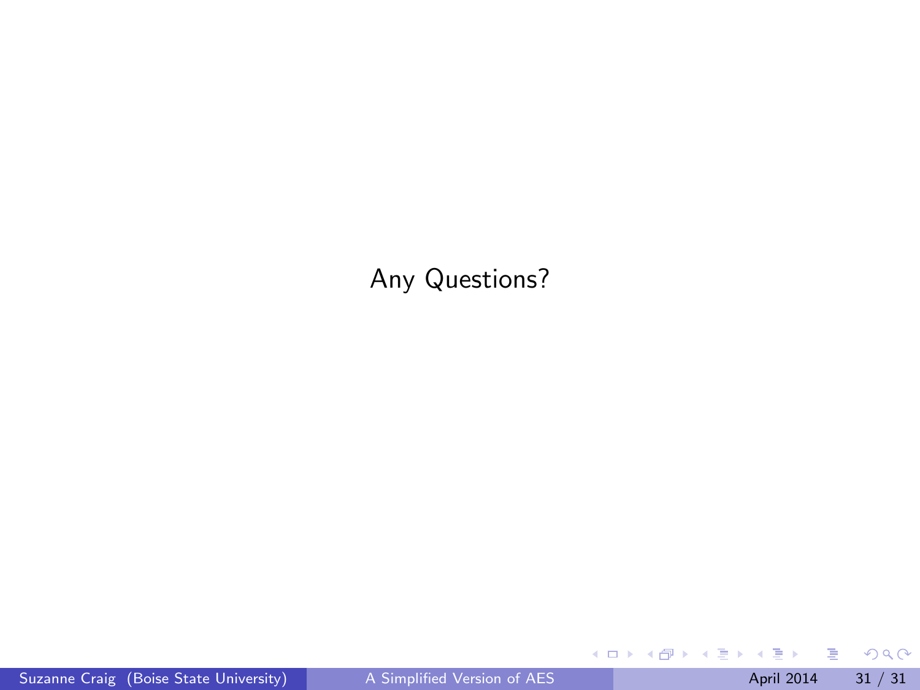Any Questions?